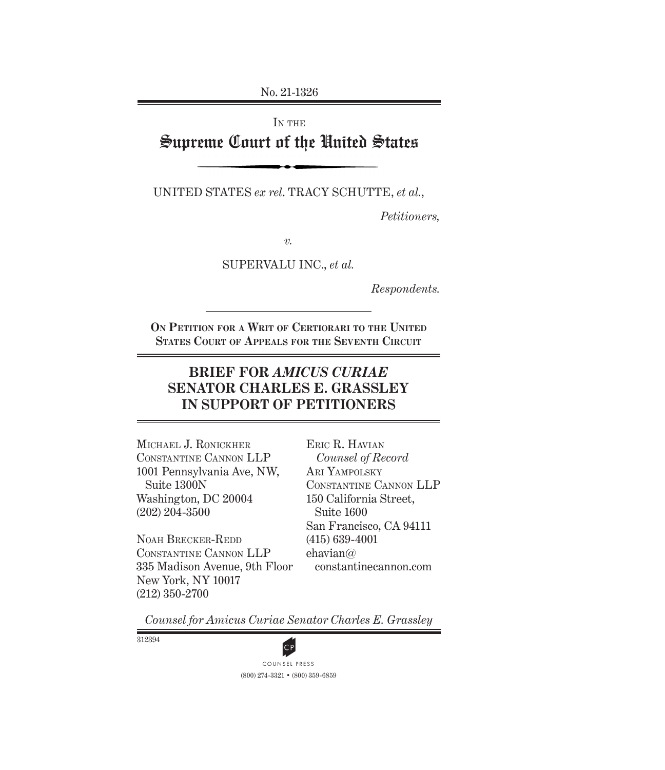No. 21-1326

IN THE

# Supreme Court of the United States

UNITED STATES *ex rel.* TRACY SCHUTTE, *et al.*,

*Petitioners,*

*v.*

SUPERVALU INC., *et al.*

*Respondents.*

**ON PETITION FOR A WRIT OF CERTIORARI TO THE UNITED STATES COURT OF APPEALS FOR THE SEVENTH CIRCUIT**

## BRIEF FOR *AMICUS CURIAE* SENATOR CHARLES E. GRASSLEY IN SUPPORT OF PETITIONERS

MICHAEL J. RONICKHER
CONSTANTINE CANNON LLP
1001 Pennsylvania Ave, NW,
Suite 1300N
Washington, DC 20004
(202) 204-3500

NOAH BRECKER-REDD
CONSTANTINE CANNON LLP
335 Madison Avenue, 9th Floor
New York, NY 10017
(212) 350-2700

ERIC R. HAVIAN
*Counsel of Record*
ARI YAMPOLSKY
CONSTANTINE CANNON LLP
150 California Street,
Suite 1600
San Francisco, CA 94111
(415) 639-4001
ehavian@constantinecannon.com

*Counsel for Amicus Curiae Senator Charles E. Grassley*

312394

COUNSEL PRESS
(800) 274-3321 • (800) 359-6859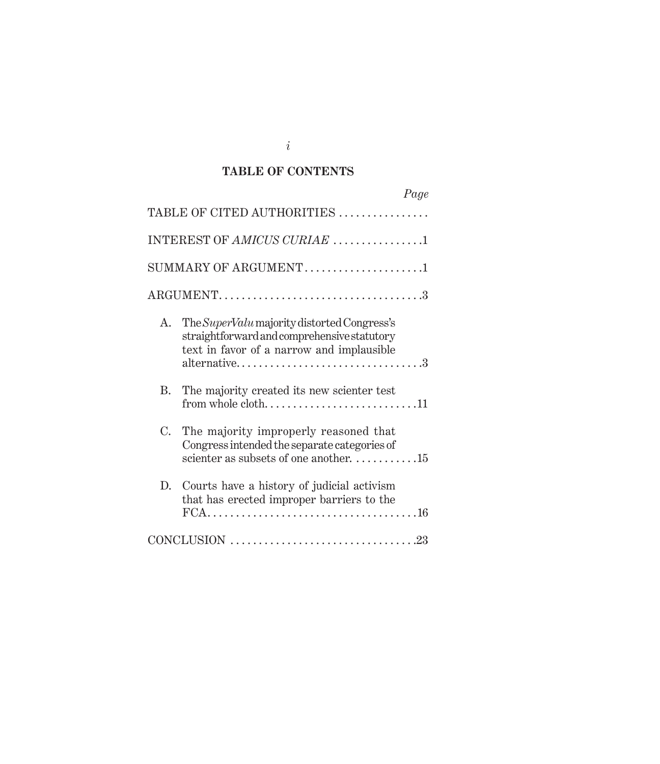## TABLE OF CONTENTS

| | Page |
|---|---|
| TABLE OF CITED AUTHORITIES | |
| INTEREST OF *AMICUS CURIAE* | 1 |
| SUMMARY OF ARGUMENT | 1 |
| ARGUMENT | 3 |
| A. The *SuperValu* majority distorted Congress's straightforward and comprehensive statutory text in favor of a narrow and implausible alternative | 3 |
| B. The majority created its new scienter test from whole cloth | 11 |
| C. The majority improperly reasoned that Congress intended the separate categories of scienter as subsets of one another | 15 |
| D. Courts have a history of judicial activism that has erected improper barriers to the FCA | 16 |
| CONCLUSION | 23 |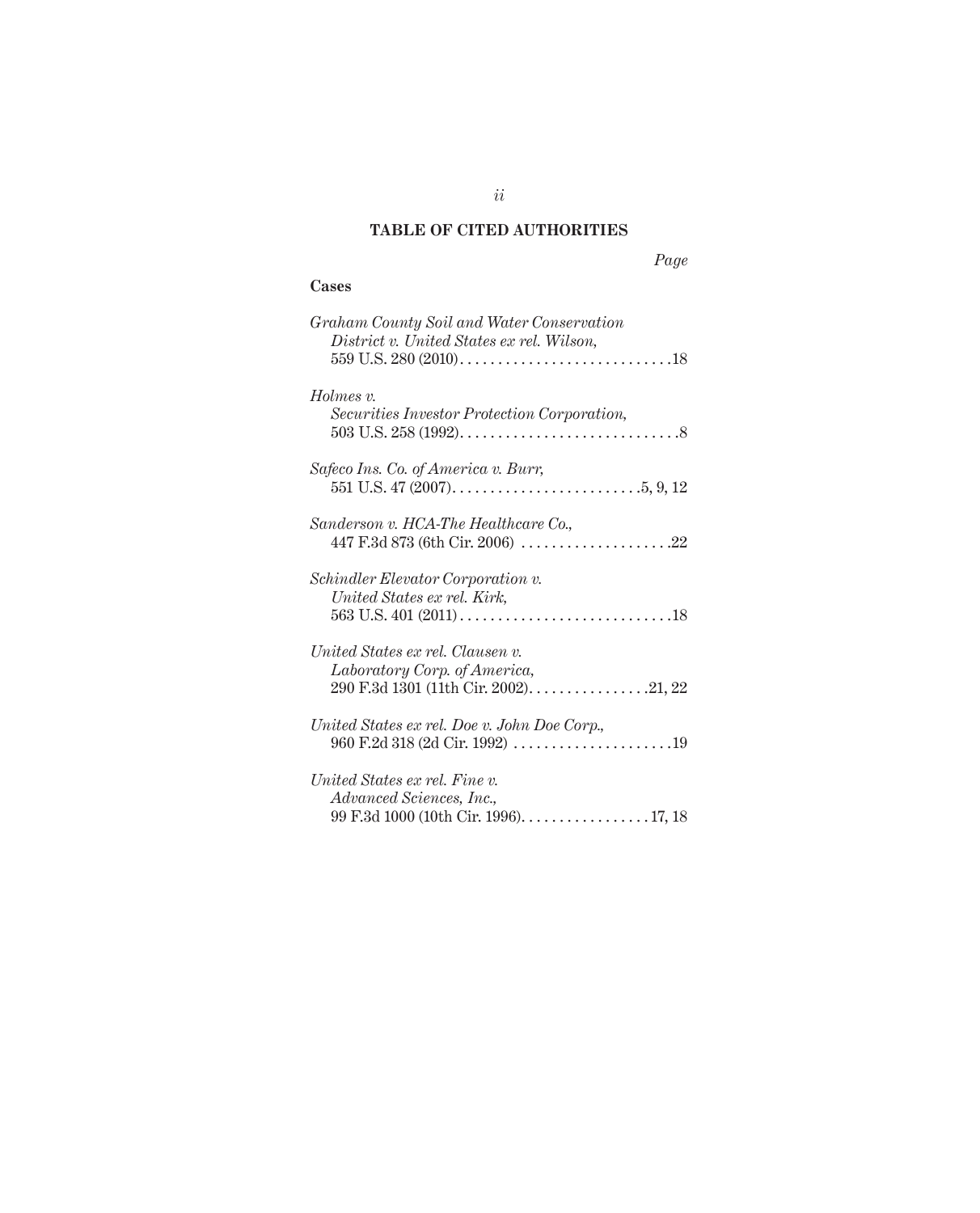## TABLE OF CITED AUTHORITIES

*Page*

### Cases

*Graham County Soil and Water Conservation District v. United States ex rel. Wilson*, 559 U.S. 280 (2010) . . . . . . . . . . . . . . . . . . . . . . . . . . . . 18

*Holmes v. Securities Investor Protection Corporation*, 503 U.S. 258 (1992) . . . . . . . . . . . . . . . . . . . . . . . . . . . . . 8

*Safeco Ins. Co. of America v. Burr*, 551 U.S. 47 (2007) . . . . . . . . . . . . . . . . . . . . . . . . . 5, 9, 12

*Sanderson v. HCA-The Healthcare Co.*, 447 F.3d 873 (6th Cir. 2006) . . . . . . . . . . . . . . . . . . . . 22

*Schindler Elevator Corporation v. United States ex rel. Kirk*, 563 U.S. 401 (2011) . . . . . . . . . . . . . . . . . . . . . . . . . . . . 18

*United States ex rel. Clausen v. Laboratory Corp. of America*, 290 F.3d 1301 (11th Cir. 2002) . . . . . . . . . . . . . . . . 21, 22

*United States ex rel. Doe v. John Doe Corp.*, 960 F.2d 318 (2d Cir. 1992) . . . . . . . . . . . . . . . . . . . . . 19

*United States ex rel. Fine v. Advanced Sciences, Inc.*, 99 F.3d 1000 (10th Cir. 1996) . . . . . . . . . . . . . . . . . 17, 18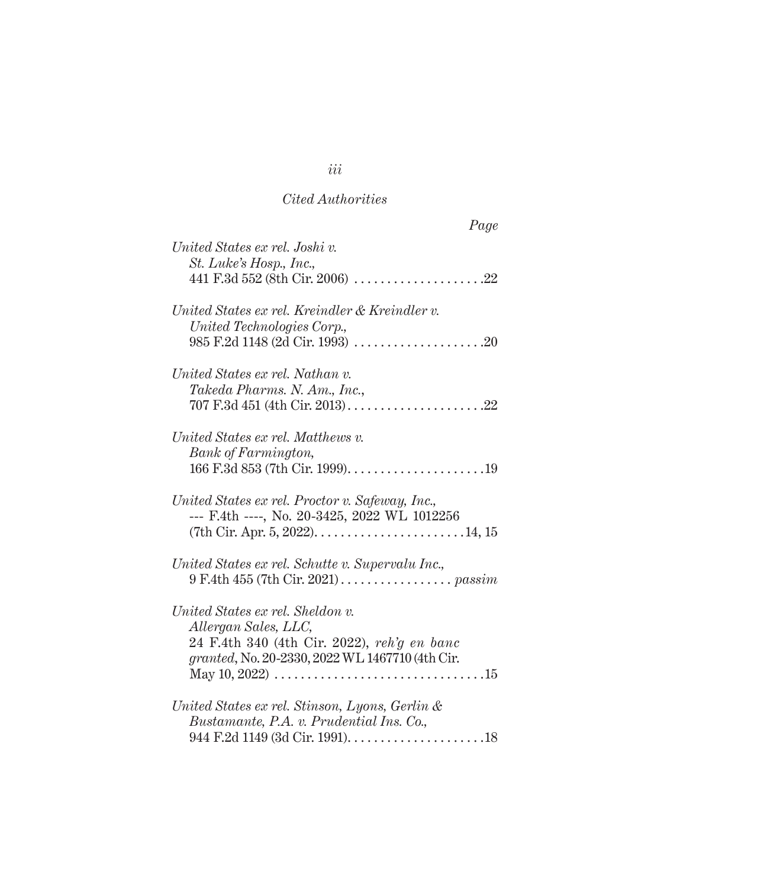*Cited Authorities*

*Page*

*United States ex rel. Joshi v. St. Luke's Hosp., Inc.*,
441 F.3d 552 (8th Cir. 2006) . . . . . . . . . . . . . . . . . . . .22

*United States ex rel. Kreindler & Kreindler v. United Technologies Corp.*,
985 F.2d 1148 (2d Cir. 1993) . . . . . . . . . . . . . . . . . . . .20

*United States ex rel. Nathan v. Takeda Pharms. N. Am., Inc.*,
707 F.3d 451 (4th Cir. 2013) . . . . . . . . . . . . . . . . . . . . .22

*United States ex rel. Matthews v. Bank of Farmington*,
166 F.3d 853 (7th Cir. 1999) . . . . . . . . . . . . . . . . . . . . .19

*United States ex rel. Proctor v. Safeway, Inc.*,
--- F.4th ----, No. 20-3425, 2022 WL 1012256 (7th Cir. Apr. 5, 2022) . . . . . . . . . . . . . . . . . . . . . . .14, 15

*United States ex rel. Schutte v. Supervalu Inc.*,
9 F.4th 455 (7th Cir. 2021) . . . . . . . . . . . . . . . . . *passim*

*United States ex rel. Sheldon v. Allergan Sales, LLC*,
24 F.4th 340 (4th Cir. 2022), *reh'g en banc granted*, No. 20-2330, 2022 WL 1467710 (4th Cir. May 10, 2022) . . . . . . . . . . . . . . . . . . . . . . . . . . . . . . . .15

*United States ex rel. Stinson, Lyons, Gerlin & Bustamante, P.A. v. Prudential Ins. Co.*,
944 F.2d 1149 (3d Cir. 1991) . . . . . . . . . . . . . . . . . . . . .18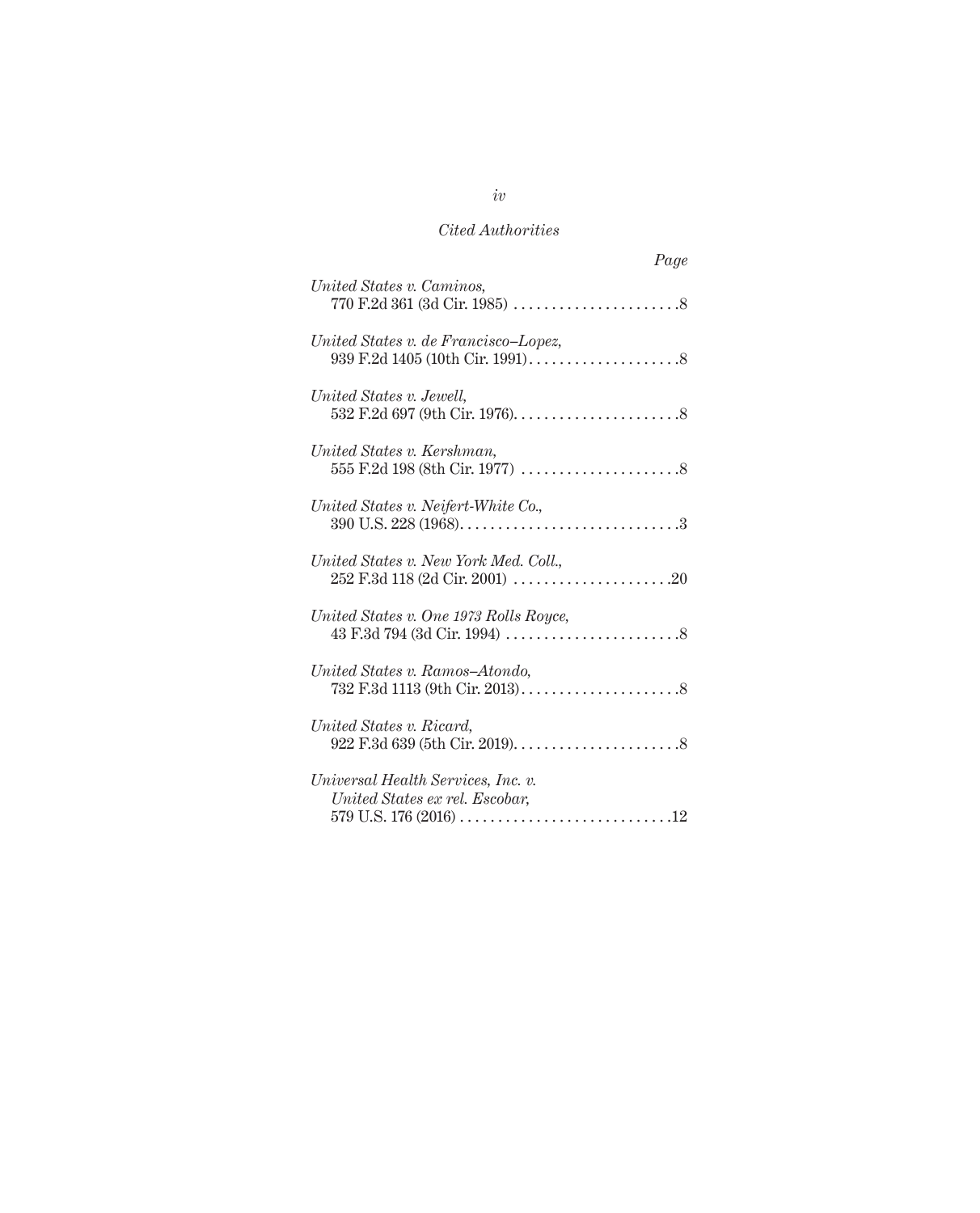*Cited Authorities*

*Page*

*United States v. Caminos*,
770 F.2d 361 (3d Cir. 1985) . . . . . . . . . . . . . . . . . . . . . .8

*United States v. de Francisco–Lopez*,
939 F.2d 1405 (10th Cir. 1991) . . . . . . . . . . . . . . . . . . . .8

*United States v. Jewell*,
532 F.2d 697 (9th Cir. 1976). . . . . . . . . . . . . . . . . . . . . .8

*United States v. Kershman*,
555 F.2d 198 (8th Cir. 1977) . . . . . . . . . . . . . . . . . . . . .8

*United States v. Neifert-White Co.*,
390 U.S. 228 (1968). . . . . . . . . . . . . . . . . . . . . . . . . . . . .3

*United States v. New York Med. Coll.*,
252 F.3d 118 (2d Cir. 2001) . . . . . . . . . . . . . . . . . . . . .20

*United States v. One 1973 Rolls Royce*,
43 F.3d 794 (3d Cir. 1994) . . . . . . . . . . . . . . . . . . . . . . .8

*United States v. Ramos–Atondo*,
732 F.3d 1113 (9th Cir. 2013). . . . . . . . . . . . . . . . . . . . .8

*United States v. Ricard*,
922 F.3d 639 (5th Cir. 2019). . . . . . . . . . . . . . . . . . . . . .8

*Universal Health Services, Inc. v. United States ex rel. Escobar*,
579 U.S. 176 (2016) . . . . . . . . . . . . . . . . . . . . . . . . . . . .12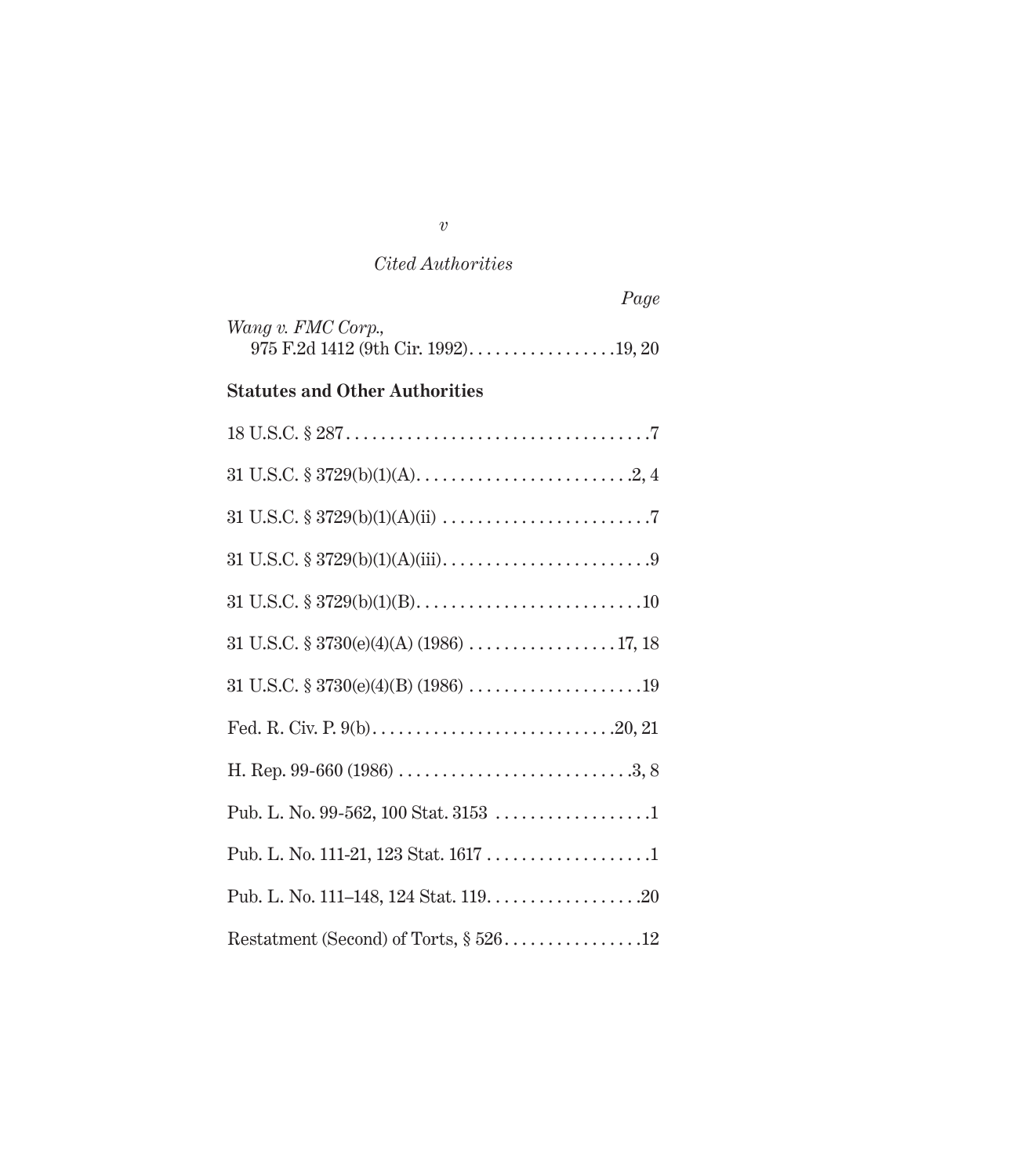*Cited Authorities*

*Page*

*Wang v. FMC Corp.*,
975 F.2d 1412 (9th Cir. 1992). . . . . . . . . . . . . . . . .19, 20

**Statutes and Other Authorities**

18 U.S.C. § 287. . . . . . . . . . . . . . . . . . . . . . . . . . . . . . . . . . .7

31 U.S.C. § 3729(b)(1)(A). . . . . . . . . . . . . . . . . . . . . . . . .2, 4

31 U.S.C. § 3729(b)(1)(A)(ii) . . . . . . . . . . . . . . . . . . . . . . . .7

31 U.S.C. § 3729(b)(1)(A)(iii). . . . . . . . . . . . . . . . . . . . . . . .9

31 U.S.C. § 3729(b)(1)(B). . . . . . . . . . . . . . . . . . . . . . . . . .10

31 U.S.C. § 3730(e)(4)(A) (1986) . . . . . . . . . . . . . . . . . 17, 18

31 U.S.C. § 3730(e)(4)(B) (1986) . . . . . . . . . . . . . . . . . . . .19

Fed. R. Civ. P. 9(b). . . . . . . . . . . . . . . . . . . . . . . . . . . .20, 21

H. Rep. 99-660 (1986) . . . . . . . . . . . . . . . . . . . . . . . . . . .3, 8

Pub. L. No. 99-562, 100 Stat. 3153 . . . . . . . . . . . . . . . . . .1

Pub. L. No. 111-21, 123 Stat. 1617 . . . . . . . . . . . . . . . . . . .1

Pub. L. No. 111–148, 124 Stat. 119. . . . . . . . . . . . . . . . . .20

Restatement (Second) of Torts, § 526. . . . . . . . . . . . . . . .12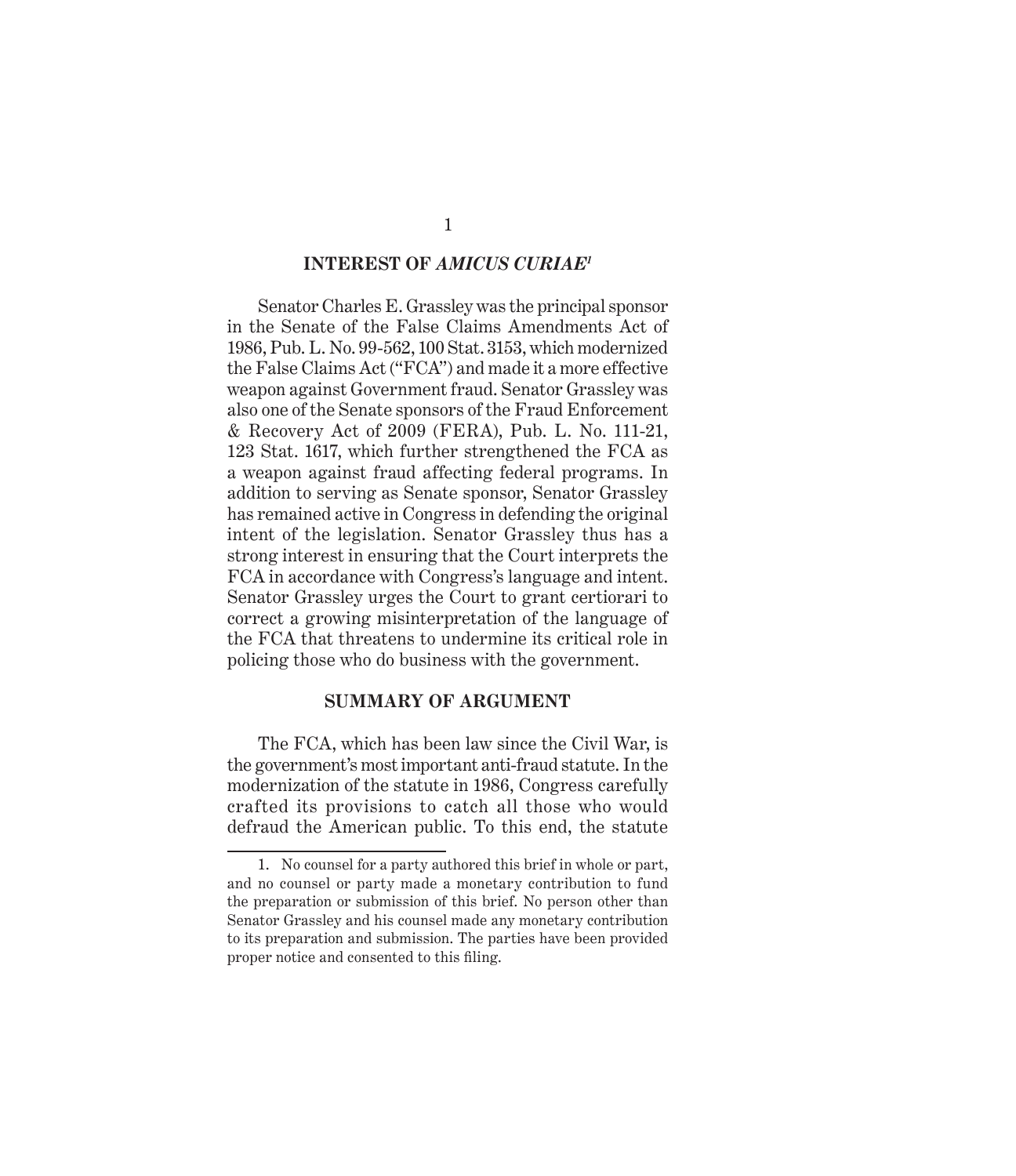## INTEREST OF *AMICUS CURIAE*[1]

Senator Charles E. Grassley was the principal sponsor in the Senate of the False Claims Amendments Act of 1986, Pub. L. No. 99-562, 100 Stat. 3153, which modernized the False Claims Act ("FCA") and made it a more effective weapon against Government fraud. Senator Grassley was also one of the Senate sponsors of the Fraud Enforcement & Recovery Act of 2009 (FERA), Pub. L. No. 111-21, 123 Stat. 1617, which further strengthened the FCA as a weapon against fraud affecting federal programs. In addition to serving as Senate sponsor, Senator Grassley has remained active in Congress in defending the original intent of the legislation. Senator Grassley thus has a strong interest in ensuring that the Court interprets the FCA in accordance with Congress's language and intent. Senator Grassley urges the Court to grant certiorari to correct a growing misinterpretation of the language of the FCA that threatens to undermine its critical role in policing those who do business with the government.

## SUMMARY OF ARGUMENT

The FCA, which has been law since the Civil War, is the government's most important anti-fraud statute. In the modernization of the statute in 1986, Congress carefully crafted its provisions to catch all those who would defraud the American public. To this end, the statute

---

1. No counsel for a party authored this brief in whole or part, and no counsel or party made a monetary contribution to fund the preparation or submission of this brief. No person other than Senator Grassley and his counsel made any monetary contribution to its preparation and submission. The parties have been provided proper notice and consented to this filing.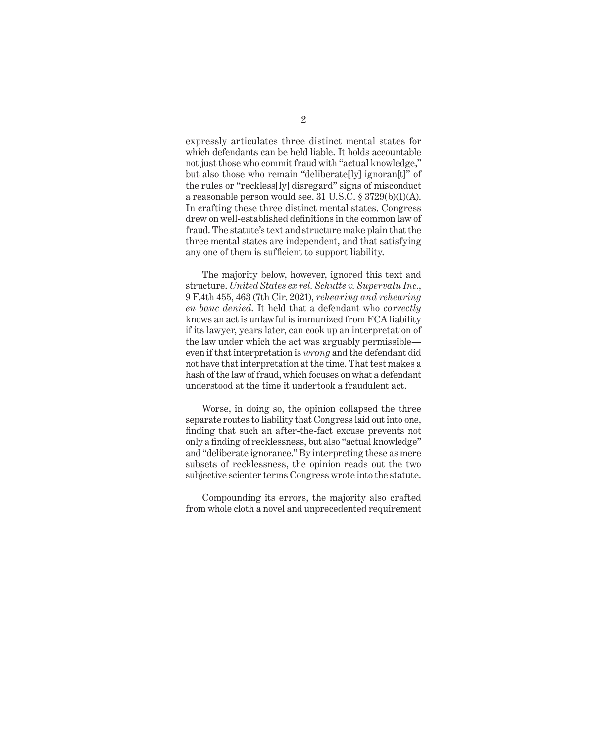expressly articulates three distinct mental states for which defendants can be held liable. It holds accountable not just those who commit fraud with "actual knowledge," but also those who remain "deliberate[ly] ignoran[t]" of the rules or "reckless[ly] disregard" signs of misconduct a reasonable person would see. 31 U.S.C. § 3729(b)(1)(A). In crafting these three distinct mental states, Congress drew on well-established definitions in the common law of fraud. The statute's text and structure make plain that the three mental states are independent, and that satisfying any one of them is sufficient to support liability.

The majority below, however, ignored this text and structure. *United States ex rel. Schutte v. Supervalu Inc.*, 9 F.4th 455, 463 (7th Cir. 2021), *rehearing and rehearing en banc denied*. It held that a defendant who *correctly* knows an act is unlawful is immunized from FCA liability if its lawyer, years later, can cook up an interpretation of the law under which the act was arguably permissible—even if that interpretation is *wrong* and the defendant did not have that interpretation at the time. That test makes a hash of the law of fraud, which focuses on what a defendant understood at the time it undertook a fraudulent act.

Worse, in doing so, the opinion collapsed the three separate routes to liability that Congress laid out into one, finding that such an after-the-fact excuse prevents not only a finding of recklessness, but also "actual knowledge" and "deliberate ignorance." By interpreting these as mere subsets of recklessness, the opinion reads out the two subjective scienter terms Congress wrote into the statute.

Compounding its errors, the majority also crafted from whole cloth a novel and unprecedented requirement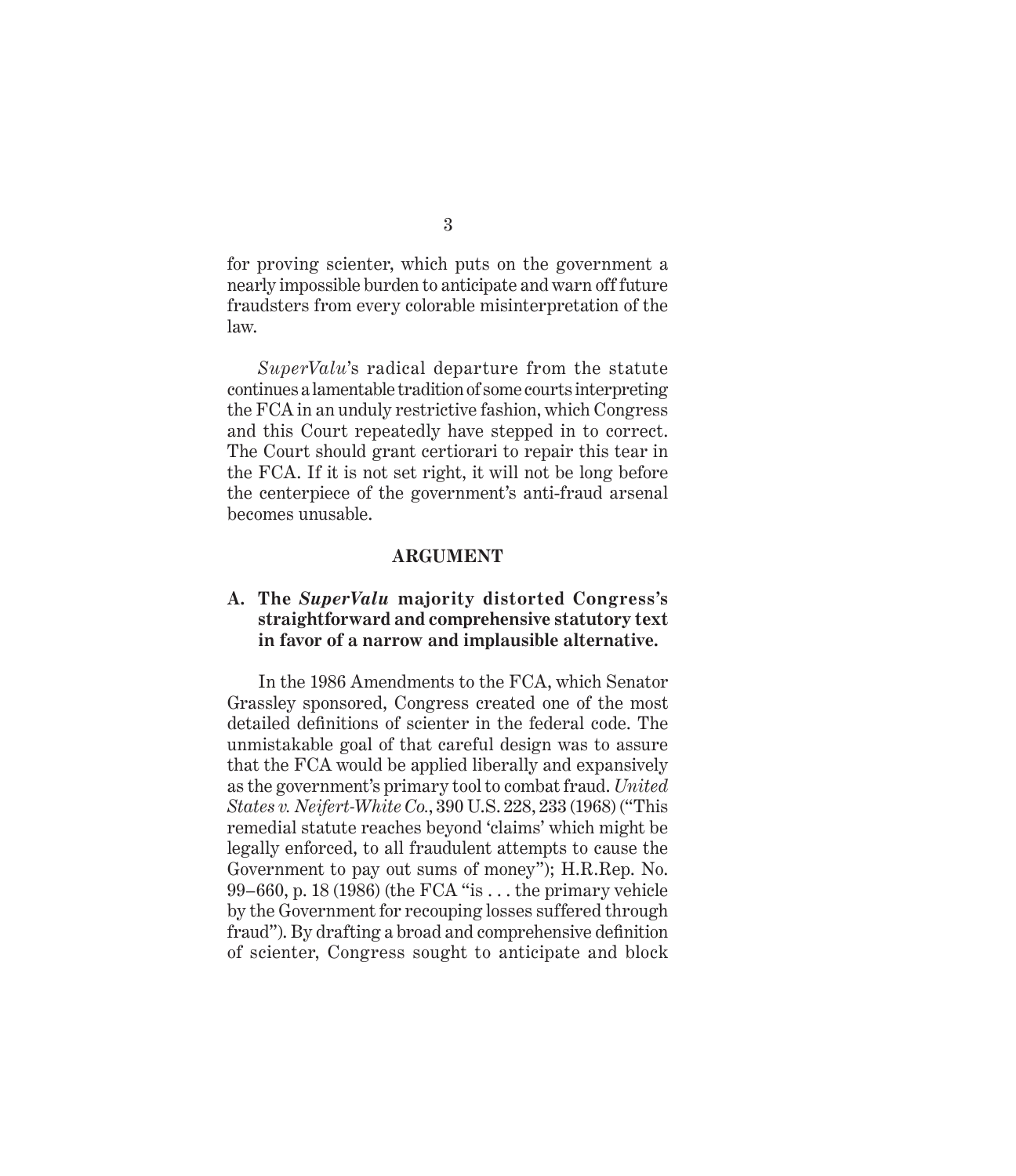for proving scienter, which puts on the government a nearly impossible burden to anticipate and warn off future fraudsters from every colorable misinterpretation of the law.

*SuperValu*'s radical departure from the statute continues a lamentable tradition of some courts interpreting the FCA in an unduly restrictive fashion, which Congress and this Court repeatedly have stepped in to correct. The Court should grant certiorari to repair this tear in the FCA. If it is not set right, it will not be long before the centerpiece of the government's anti-fraud arsenal becomes unusable.

## ARGUMENT

### A. The *SuperValu* majority distorted Congress's straightforward and comprehensive statutory text in favor of a narrow and implausible alternative.

In the 1986 Amendments to the FCA, which Senator Grassley sponsored, Congress created one of the most detailed definitions of scienter in the federal code. The unmistakable goal of that careful design was to assure that the FCA would be applied liberally and expansively as the government's primary tool to combat fraud. *United States v. Neifert-White Co.*, 390 U.S. 228, 233 (1968) ("This remedial statute reaches beyond 'claims' which might be legally enforced, to all fraudulent attempts to cause the Government to pay out sums of money"); H.R.Rep. No. 99–660, p. 18 (1986) (the FCA "is . . . the primary vehicle by the Government for recouping losses suffered through fraud"). By drafting a broad and comprehensive definition of scienter, Congress sought to anticipate and block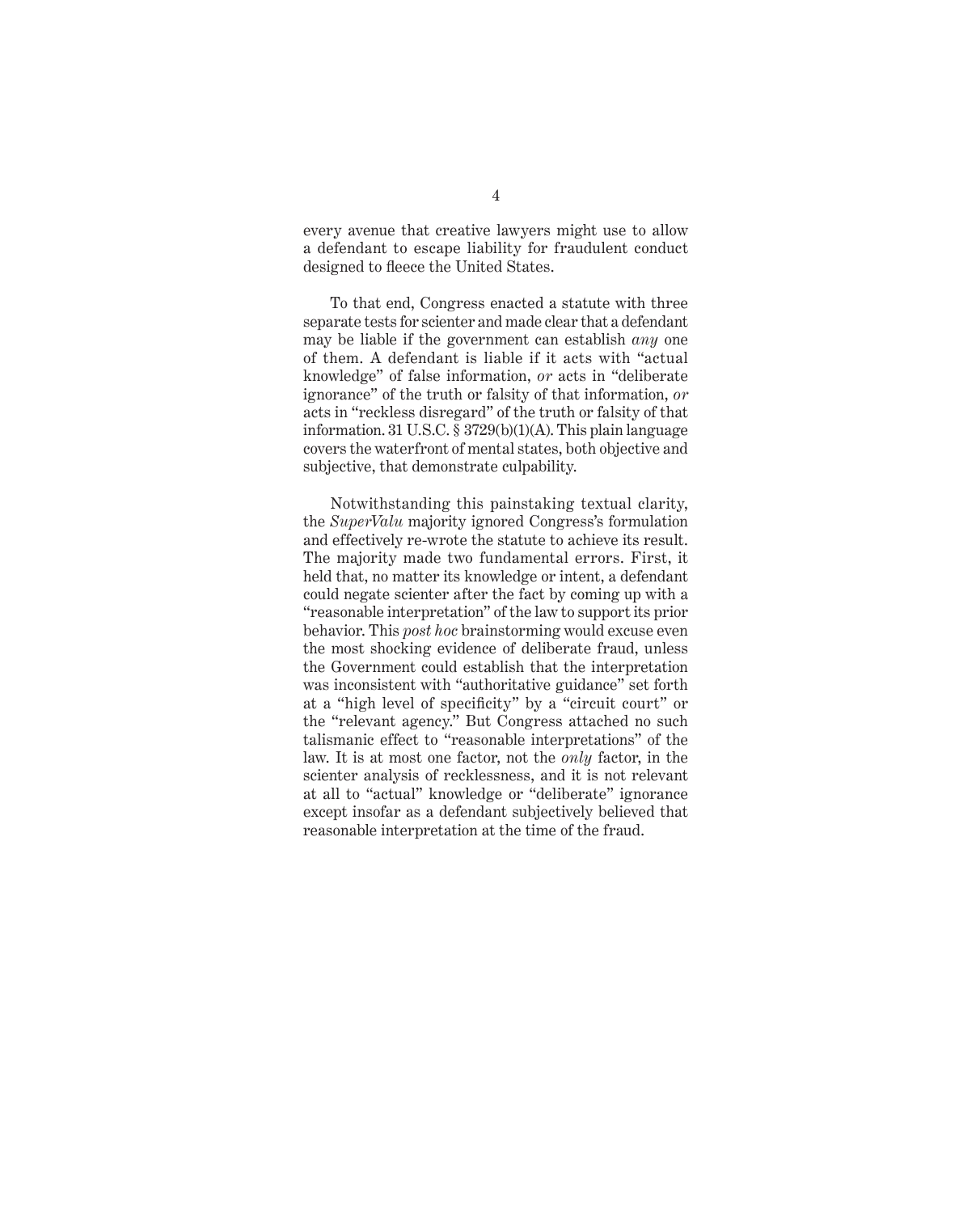every avenue that creative lawyers might use to allow a defendant to escape liability for fraudulent conduct designed to fleece the United States.

To that end, Congress enacted a statute with three separate tests for scienter and made clear that a defendant may be liable if the government can establish *any* one of them. A defendant is liable if it acts with "actual knowledge" of false information, *or* acts in "deliberate ignorance" of the truth or falsity of that information, *or* acts in "reckless disregard" of the truth or falsity of that information. 31 U.S.C. § 3729(b)(1)(A). This plain language covers the waterfront of mental states, both objective and subjective, that demonstrate culpability.

Notwithstanding this painstaking textual clarity, the *SuperValu* majority ignored Congress's formulation and effectively re-wrote the statute to achieve its result. The majority made two fundamental errors. First, it held that, no matter its knowledge or intent, a defendant could negate scienter after the fact by coming up with a "reasonable interpretation" of the law to support its prior behavior. This *post hoc* brainstorming would excuse even the most shocking evidence of deliberate fraud, unless the Government could establish that the interpretation was inconsistent with "authoritative guidance" set forth at a "high level of specificity" by a "circuit court" or the "relevant agency." But Congress attached no such talismanic effect to "reasonable interpretations" of the law. It is at most one factor, not the *only* factor, in the scienter analysis of recklessness, and it is not relevant at all to "actual" knowledge or "deliberate" ignorance except insofar as a defendant subjectively believed that reasonable interpretation at the time of the fraud.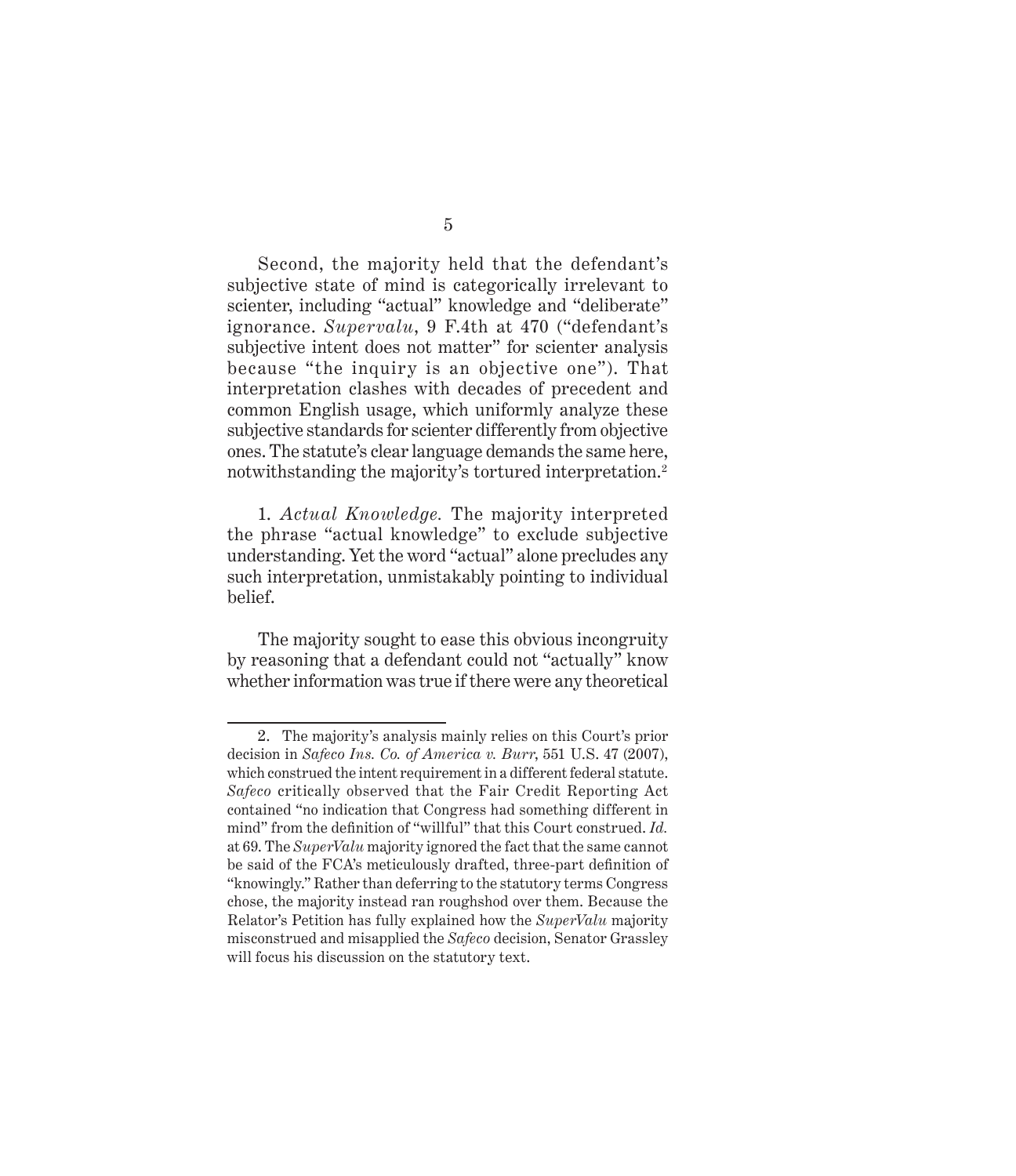Second, the majority held that the defendant's subjective state of mind is categorically irrelevant to scienter, including "actual" knowledge and "deliberate" ignorance. *Supervalu*, 9 F.4th at 470 ("defendant's subjective intent does not matter" for scienter analysis because "the inquiry is an objective one"). That interpretation clashes with decades of precedent and common English usage, which uniformly analyze these subjective standards for scienter differently from objective ones. The statute's clear language demands the same here, notwithstanding the majority's tortured interpretation.[2]

1. *Actual Knowledge.* The majority interpreted the phrase "actual knowledge" to exclude subjective understanding. Yet the word "actual" alone precludes any such interpretation, unmistakably pointing to individual belief.

The majority sought to ease this obvious incongruity by reasoning that a defendant could not "actually" know whether information was true if there were any theoretical

---

2. The majority's analysis mainly relies on this Court's prior decision in *Safeco Ins. Co. of America v. Burr*, 551 U.S. 47 (2007), which construed the intent requirement in a different federal statute. *Safeco* critically observed that the Fair Credit Reporting Act contained "no indication that Congress had something different in mind" from the definition of "willful" that this Court construed. *Id.* at 69. The *SuperValu* majority ignored the fact that the same cannot be said of the FCA's meticulously drafted, three-part definition of "knowingly." Rather than deferring to the statutory terms Congress chose, the majority instead ran roughshod over them. Because the Relator's Petition has fully explained how the *SuperValu* majority misconstrued and misapplied the *Safeco* decision, Senator Grassley will focus his discussion on the statutory text.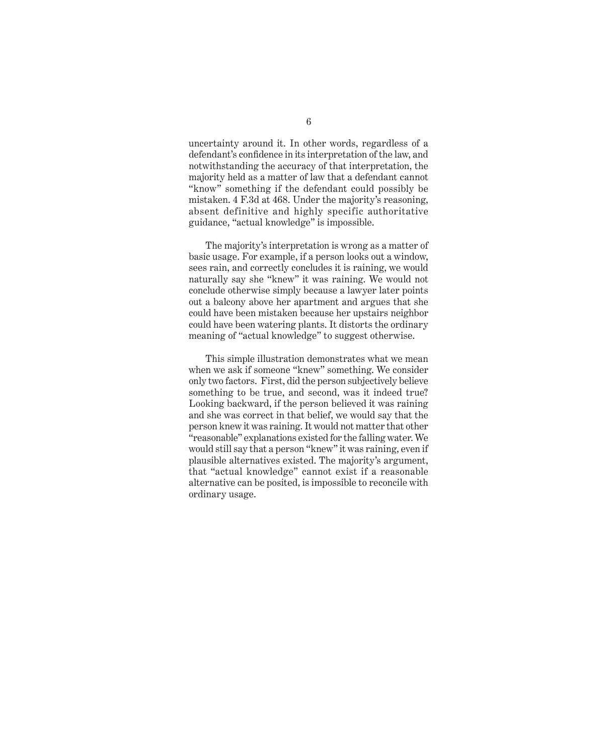uncertainty around it. In other words, regardless of a defendant's confidence in its interpretation of the law, and notwithstanding the accuracy of that interpretation, the majority held as a matter of law that a defendant cannot "know" something if the defendant could possibly be mistaken. 4 F.3d at 468. Under the majority's reasoning, absent definitive and highly specific authoritative guidance, "actual knowledge" is impossible.

The majority's interpretation is wrong as a matter of basic usage. For example, if a person looks out a window, sees rain, and correctly concludes it is raining, we would naturally say she "knew" it was raining. We would not conclude otherwise simply because a lawyer later points out a balcony above her apartment and argues that she could have been mistaken because her upstairs neighbor could have been watering plants. It distorts the ordinary meaning of "actual knowledge" to suggest otherwise.

This simple illustration demonstrates what we mean when we ask if someone "knew" something. We consider only two factors. First, did the person subjectively believe something to be true, and second, was it indeed true? Looking backward, if the person believed it was raining and she was correct in that belief, we would say that the person knew it was raining. It would not matter that other "reasonable" explanations existed for the falling water. We would still say that a person "knew" it was raining, even if plausible alternatives existed. The majority's argument, that "actual knowledge" cannot exist if a reasonable alternative can be posited, is impossible to reconcile with ordinary usage.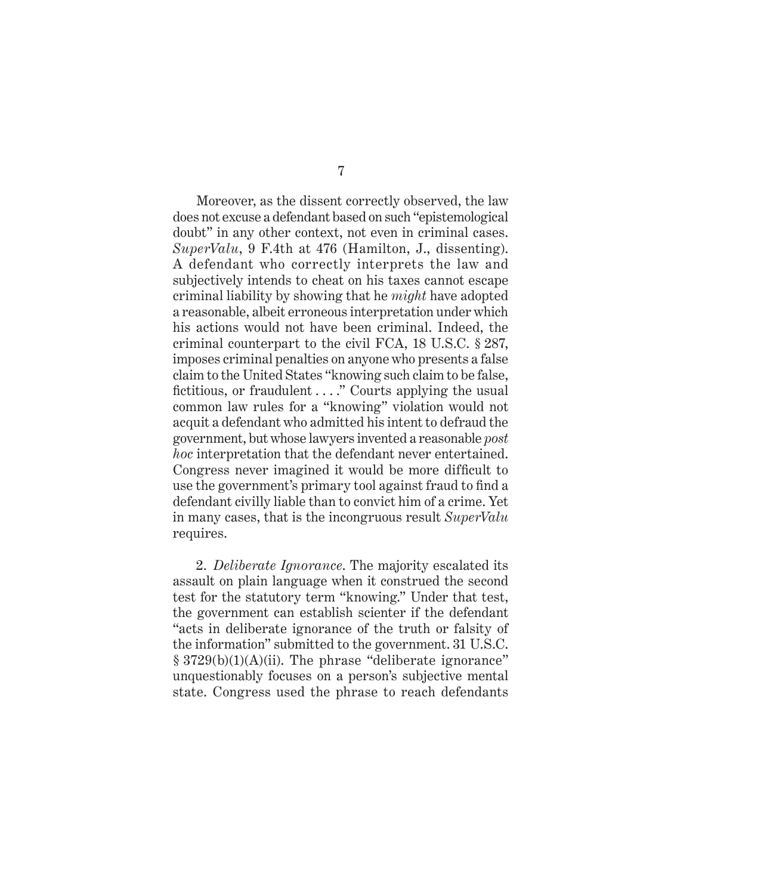Moreover, as the dissent correctly observed, the law does not excuse a defendant based on such "epistemological doubt" in any other context, not even in criminal cases. *SuperValu*, 9 F.4th at 476 (Hamilton, J., dissenting). A defendant who correctly interprets the law and subjectively intends to cheat on his taxes cannot escape criminal liability by showing that he *might* have adopted a reasonable, albeit erroneous interpretation under which his actions would not have been criminal. Indeed, the criminal counterpart to the civil FCA, 18 U.S.C. § 287, imposes criminal penalties on anyone who presents a false claim to the United States "knowing such claim to be false, fictitious, or fraudulent . . . ." Courts applying the usual common law rules for a "knowing" violation would not acquit a defendant who admitted his intent to defraud the government, but whose lawyers invented a reasonable *post hoc* interpretation that the defendant never entertained. Congress never imagined it would be more difficult to use the government's primary tool against fraud to find a defendant civilly liable than to convict him of a crime. Yet in many cases, that is the incongruous result *SuperValu* requires.

2. *Deliberate Ignorance*. The majority escalated its assault on plain language when it construed the second test for the statutory term "knowing." Under that test, the government can establish scienter if the defendant "acts in deliberate ignorance of the truth or falsity of the information" submitted to the government. 31 U.S.C. § 3729(b)(1)(A)(ii). The phrase "deliberate ignorance" unquestionably focuses on a person's subjective mental state. Congress used the phrase to reach defendants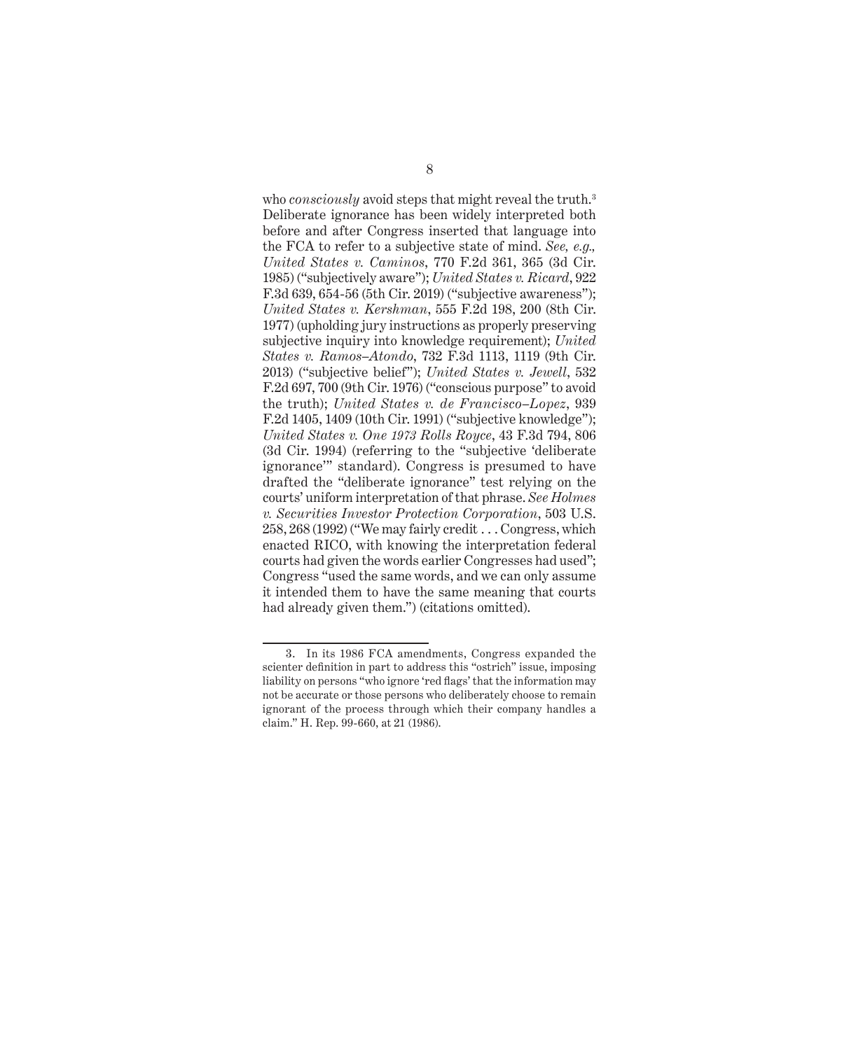who *consciously* avoid steps that might reveal the truth.[3] Deliberate ignorance has been widely interpreted both before and after Congress inserted that language into the FCA to refer to a subjective state of mind. *See, e.g., United States v. Caminos*, 770 F.2d 361, 365 (3d Cir. 1985) ("subjectively aware"); *United States v. Ricard*, 922 F.3d 639, 654-56 (5th Cir. 2019) ("subjective awareness"); *United States v. Kershman*, 555 F.2d 198, 200 (8th Cir. 1977) (upholding jury instructions as properly preserving subjective inquiry into knowledge requirement); *United States v. Ramos–Atondo*, 732 F.3d 1113, 1119 (9th Cir. 2013) ("subjective belief"); *United States v. Jewell*, 532 F.2d 697, 700 (9th Cir. 1976) ("conscious purpose" to avoid the truth); *United States v. de Francisco–Lopez*, 939 F.2d 1405, 1409 (10th Cir. 1991) ("subjective knowledge"); *United States v. One 1973 Rolls Royce*, 43 F.3d 794, 806 (3d Cir. 1994) (referring to the "subjective 'deliberate ignorance'" standard). Congress is presumed to have drafted the "deliberate ignorance" test relying on the courts' uniform interpretation of that phrase. *See Holmes v. Securities Investor Protection Corporation*, 503 U.S. 258, 268 (1992) ("We may fairly credit . . . Congress, which enacted RICO, with knowing the interpretation federal courts had given the words earlier Congresses had used"; Congress "used the same words, and we can only assume it intended them to have the same meaning that courts had already given them.") (citations omitted).

---

3. In its 1986 FCA amendments, Congress expanded the scienter definition in part to address this "ostrich" issue, imposing liability on persons "who ignore 'red flags' that the information may not be accurate or those persons who deliberately choose to remain ignorant of the process through which their company handles a claim." H. Rep. 99-660, at 21 (1986).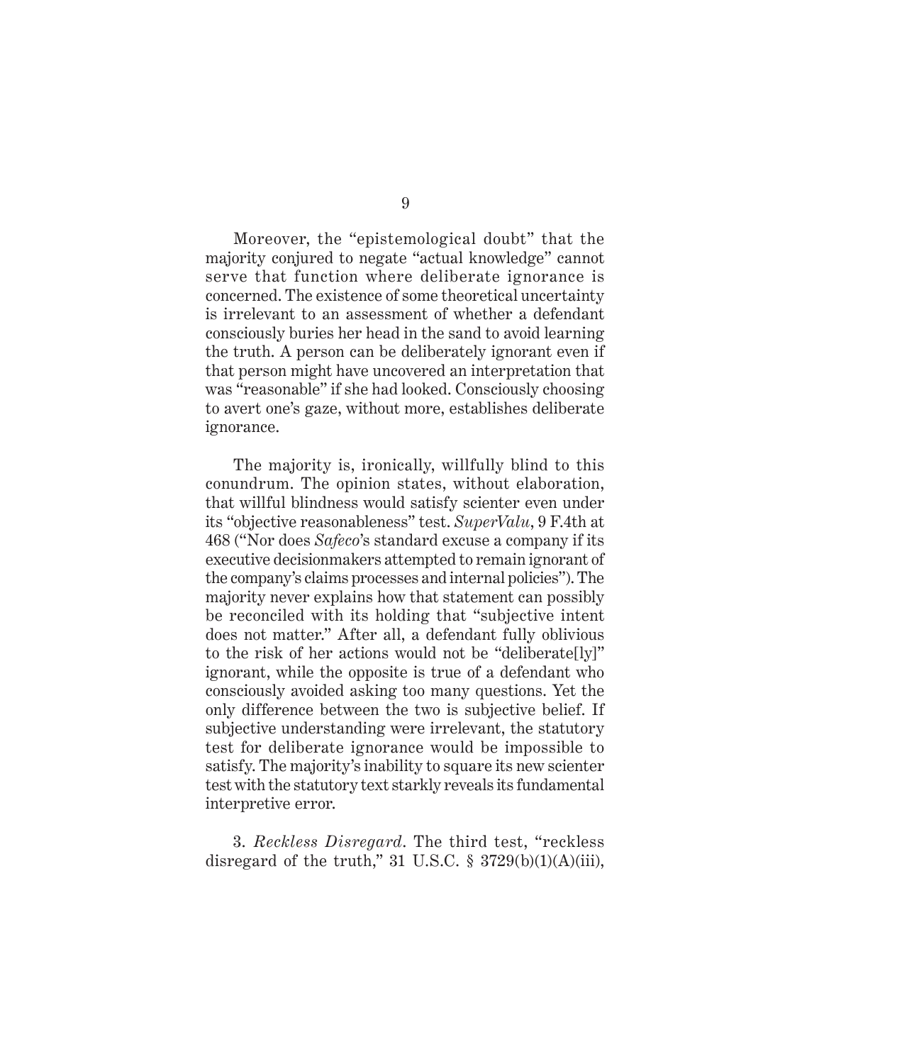Moreover, the "epistemological doubt" that the majority conjured to negate "actual knowledge" cannot serve that function where deliberate ignorance is concerned. The existence of some theoretical uncertainty is irrelevant to an assessment of whether a defendant consciously buries her head in the sand to avoid learning the truth. A person can be deliberately ignorant even if that person might have uncovered an interpretation that was "reasonable" if she had looked. Consciously choosing to avert one's gaze, without more, establishes deliberate ignorance.

The majority is, ironically, willfully blind to this conundrum. The opinion states, without elaboration, that willful blindness would satisfy scienter even under its "objective reasonableness" test. *SuperValu*, 9 F.4th at 468 ("Nor does *Safeco*'s standard excuse a company if its executive decisionmakers attempted to remain ignorant of the company's claims processes and internal policies"). The majority never explains how that statement can possibly be reconciled with its holding that "subjective intent does not matter." After all, a defendant fully oblivious to the risk of her actions would not be "deliberate[ly]" ignorant, while the opposite is true of a defendant who consciously avoided asking too many questions. Yet the only difference between the two is subjective belief. If subjective understanding were irrelevant, the statutory test for deliberate ignorance would be impossible to satisfy. The majority's inability to square its new scienter test with the statutory text starkly reveals its fundamental interpretive error.

3. *Reckless Disregard*. The third test, "reckless disregard of the truth," 31 U.S.C. § 3729(b)(1)(A)(iii),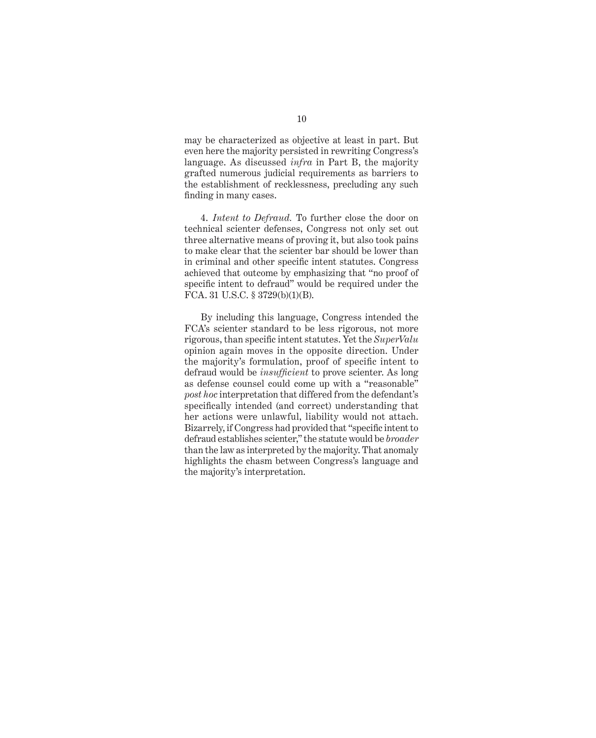may be characterized as objective at least in part. But even here the majority persisted in rewriting Congress's language. As discussed *infra* in Part B, the majority grafted numerous judicial requirements as barriers to the establishment of recklessness, precluding any such finding in many cases.

4. *Intent to Defraud.* To further close the door on technical scienter defenses, Congress not only set out three alternative means of proving it, but also took pains to make clear that the scienter bar should be lower than in criminal and other specific intent statutes. Congress achieved that outcome by emphasizing that "no proof of specific intent to defraud" would be required under the FCA. 31 U.S.C. § 3729(b)(1)(B).

By including this language, Congress intended the FCA's scienter standard to be less rigorous, not more rigorous, than specific intent statutes. Yet the *SuperValu* opinion again moves in the opposite direction. Under the majority's formulation, proof of specific intent to defraud would be *insufficient* to prove scienter. As long as defense counsel could come up with a "reasonable" *post hoc* interpretation that differed from the defendant's specifically intended (and correct) understanding that her actions were unlawful, liability would not attach. Bizarrely, if Congress had provided that "specific intent to defraud establishes scienter," the statute would be *broader* than the law as interpreted by the majority. That anomaly highlights the chasm between Congress's language and the majority's interpretation.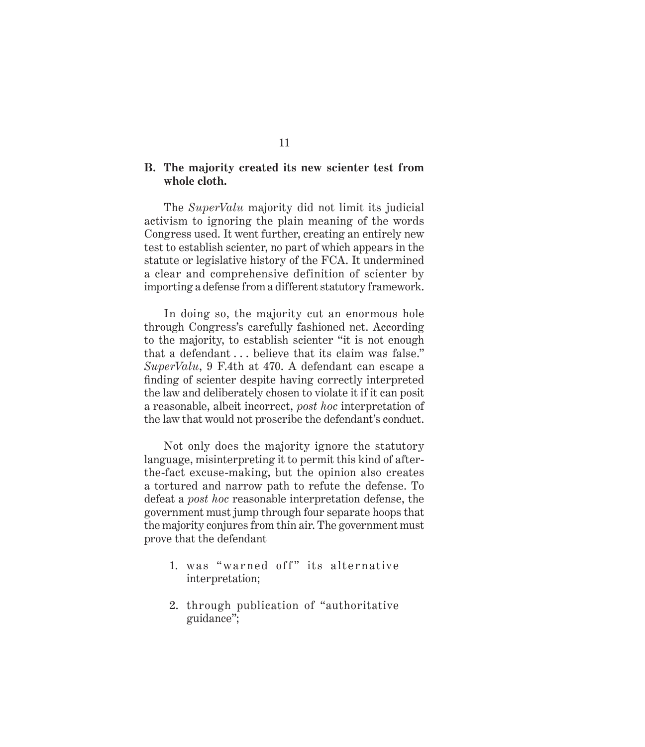### B. The majority created its new scienter test from whole cloth.

The *SuperValu* majority did not limit its judicial activism to ignoring the plain meaning of the words Congress used. It went further, creating an entirely new test to establish scienter, no part of which appears in the statute or legislative history of the FCA. It undermined a clear and comprehensive definition of scienter by importing a defense from a different statutory framework.

In doing so, the majority cut an enormous hole through Congress's carefully fashioned net. According to the majority, to establish scienter "it is not enough that a defendant . . . believe that its claim was false." *SuperValu*, 9 F.4th at 470. A defendant can escape a finding of scienter despite having correctly interpreted the law and deliberately chosen to violate it if it can posit a reasonable, albeit incorrect, *post hoc* interpretation of the law that would not proscribe the defendant's conduct.

Not only does the majority ignore the statutory language, misinterpreting it to permit this kind of after-the-fact excuse-making, but the opinion also creates a tortured and narrow path to refute the defense. To defeat a *post hoc* reasonable interpretation defense, the government must jump through four separate hoops that the majority conjures from thin air. The government must prove that the defendant

1. was "warned off" its alternative interpretation;

2. through publication of "authoritative guidance";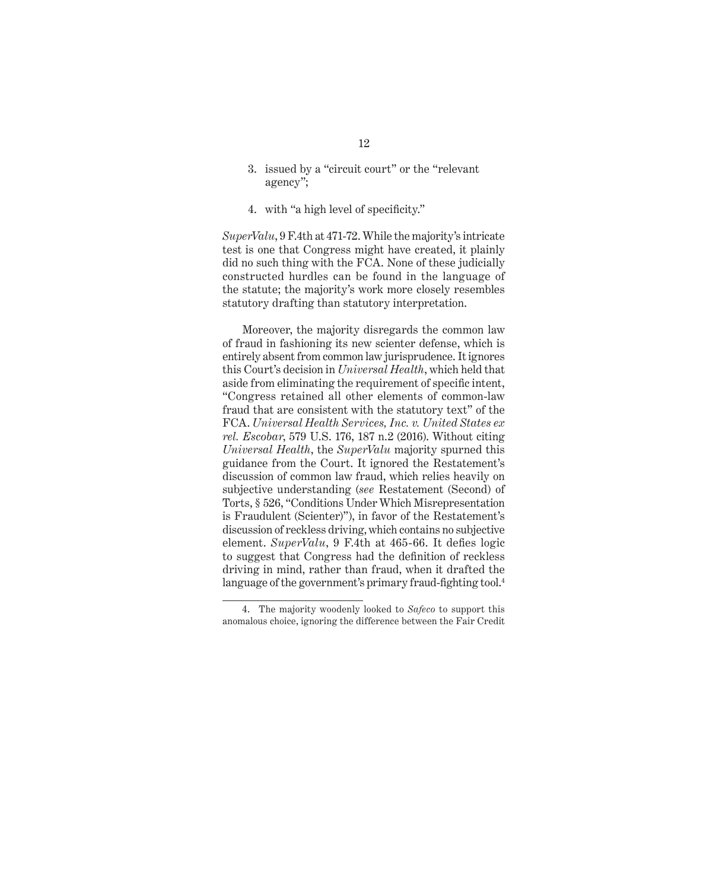3. issued by a "circuit court" or the "relevant agency";

4. with "a high level of specificity."

*SuperValu*, 9 F.4th at 471-72. While the majority's intricate test is one that Congress might have created, it plainly did no such thing with the FCA. None of these judicially constructed hurdles can be found in the language of the statute; the majority's work more closely resembles statutory drafting than statutory interpretation.

Moreover, the majority disregards the common law of fraud in fashioning its new scienter defense, which is entirely absent from common law jurisprudence. It ignores this Court's decision in *Universal Health*, which held that aside from eliminating the requirement of specific intent, "Congress retained all other elements of common-law fraud that are consistent with the statutory text" of the FCA. *Universal Health Services, Inc. v. United States ex rel. Escobar*, 579 U.S. 176, 187 n.2 (2016). Without citing *Universal Health*, the *SuperValu* majority spurned this guidance from the Court. It ignored the Restatement's discussion of common law fraud, which relies heavily on subjective understanding (*see* Restatement (Second) of Torts, § 526, "Conditions Under Which Misrepresentation is Fraudulent (Scienter)"), in favor of the Restatement's discussion of reckless driving, which contains no subjective element. *SuperValu*, 9 F.4th at 465-66. It defies logic to suggest that Congress had the definition of reckless driving in mind, rather than fraud, when it drafted the language of the government's primary fraud-fighting tool.[4]

4. The majority woodenly looked to *Safeco* to support this anomalous choice, ignoring the difference between the Fair Credit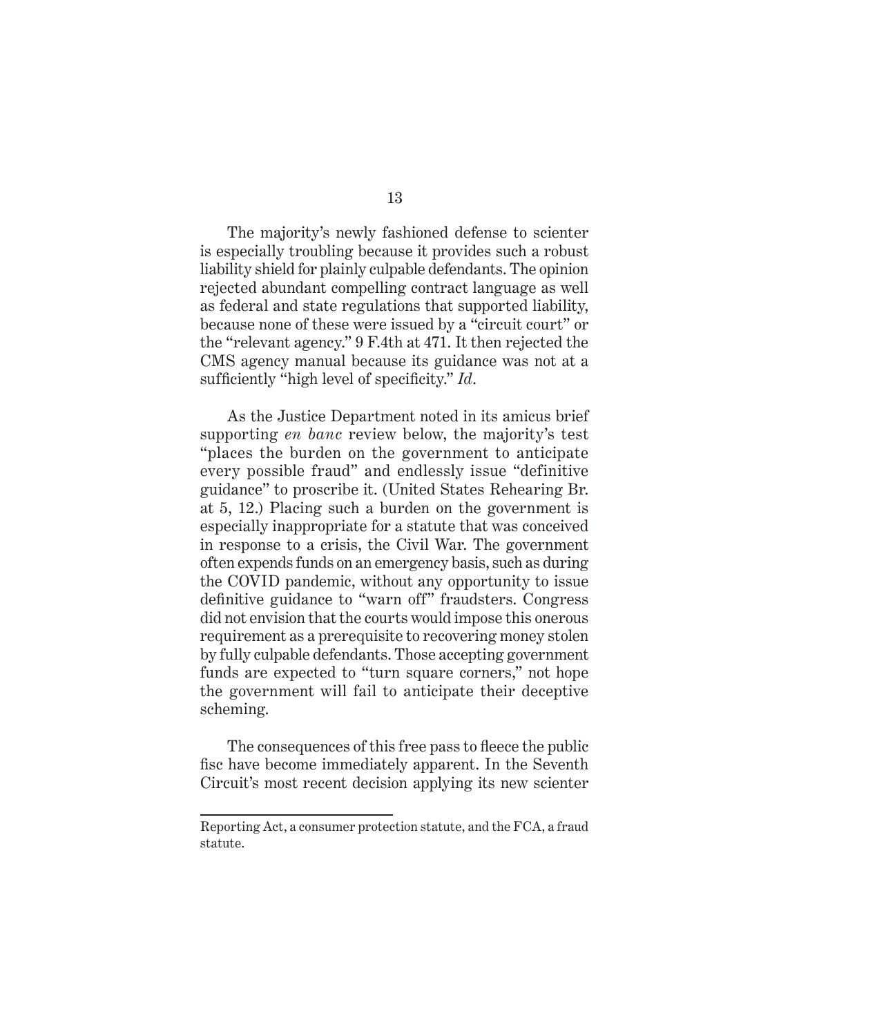The majority's newly fashioned defense to scienter is especially troubling because it provides such a robust liability shield for plainly culpable defendants. The opinion rejected abundant compelling contract language as well as federal and state regulations that supported liability, because none of these were issued by a "circuit court" or the "relevant agency." 9 F.4th at 471. It then rejected the CMS agency manual because its guidance was not at a sufficiently "high level of specificity." *Id*.

As the Justice Department noted in its amicus brief supporting *en banc* review below, the majority's test "places the burden on the government to anticipate every possible fraud" and endlessly issue "definitive guidance" to proscribe it. (United States Rehearing Br. at 5, 12.) Placing such a burden on the government is especially inappropriate for a statute that was conceived in response to a crisis, the Civil War. The government often expends funds on an emergency basis, such as during the COVID pandemic, without any opportunity to issue definitive guidance to "warn off" fraudsters. Congress did not envision that the courts would impose this onerous requirement as a prerequisite to recovering money stolen by fully culpable defendants. Those accepting government funds are expected to "turn square corners," not hope the government will fail to anticipate their deceptive scheming.

The consequences of this free pass to fleece the public fisc have become immediately apparent. In the Seventh Circuit's most recent decision applying its new scienter

---

Reporting Act, a consumer protection statute, and the FCA, a fraud statute.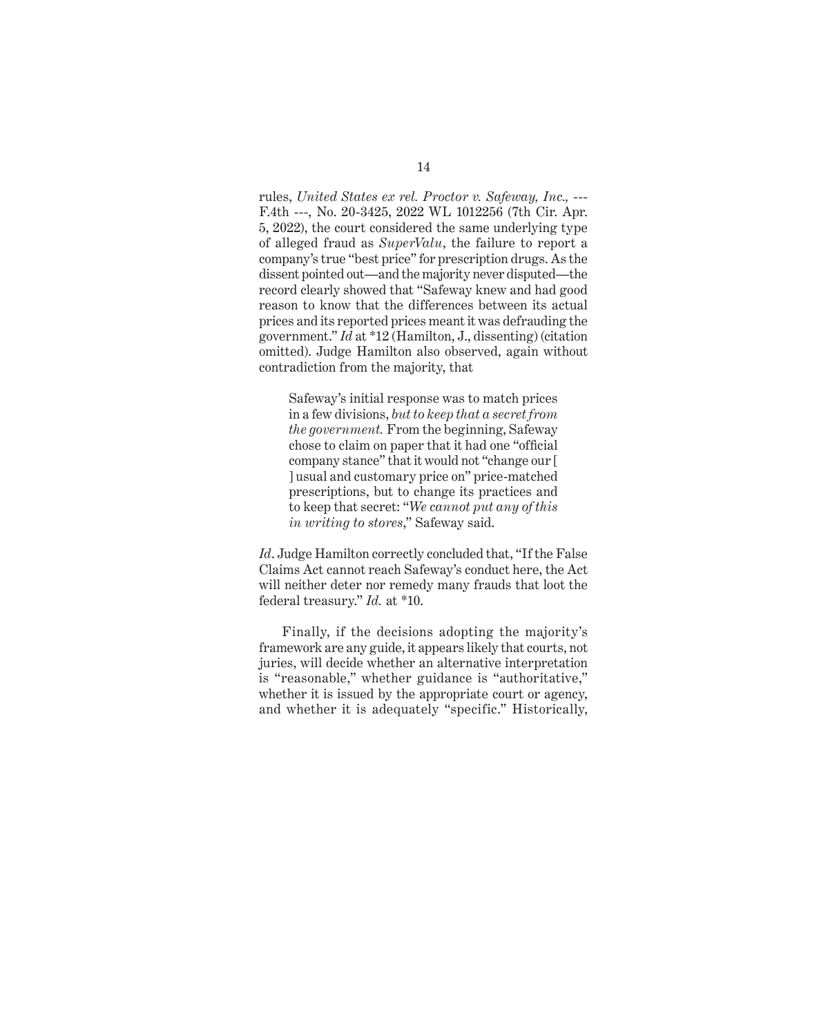rules, *United States ex rel. Proctor v. Safeway, Inc.*, --- F.4th ---, No. 20-3425, 2022 WL 1012256 (7th Cir. Apr. 5, 2022), the court considered the same underlying type of alleged fraud as *SuperValu*, the failure to report a company's true "best price" for prescription drugs. As the dissent pointed out—and the majority never disputed—the record clearly showed that "Safeway knew and had good reason to know that the differences between its actual prices and its reported prices meant it was defrauding the government." *Id* at *12 (Hamilton, J., dissenting) (citation omitted). Judge Hamilton also observed, again without contradiction from the majority, that

> Safeway's initial response was to match prices in a few divisions, *but to keep that a secret from the government.* From the beginning, Safeway chose to claim on paper that it had one "official company stance" that it would not "change our [ ] usual and customary price on" price-matched prescriptions, but to change its practices and to keep that secret: "*We cannot put any of this in writing to stores*," Safeway said.

*Id*. Judge Hamilton correctly concluded that, "If the False Claims Act cannot reach Safeway's conduct here, the Act will neither deter nor remedy many frauds that loot the federal treasury." *Id.* at *10.

Finally, if the decisions adopting the majority's framework are any guide, it appears likely that courts, not juries, will decide whether an alternative interpretation is "reasonable," whether guidance is "authoritative," whether it is issued by the appropriate court or agency, and whether it is adequately "specific." Historically,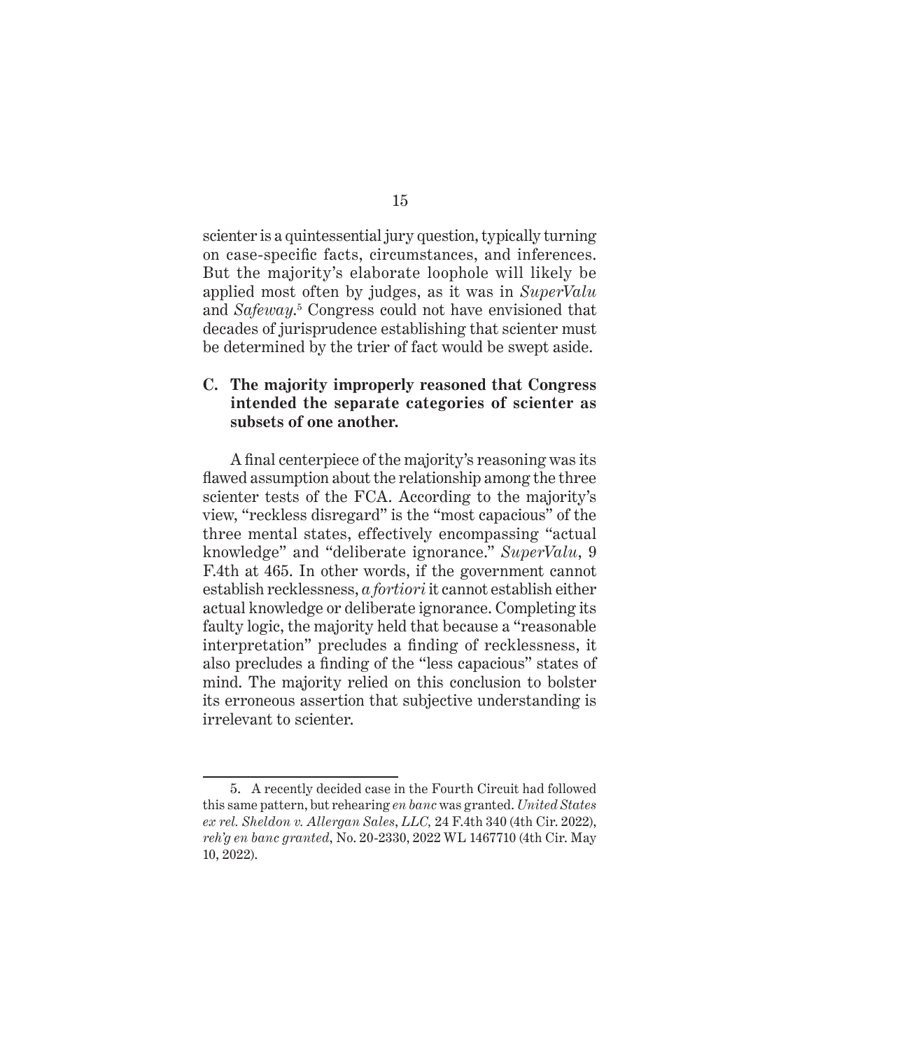scienter is a quintessential jury question, typically turning on case-specific facts, circumstances, and inferences. But the majority's elaborate loophole will likely be applied most often by judges, as it was in *SuperValu* and *Safeway*.[5] Congress could not have envisioned that decades of jurisprudence establishing that scienter must be determined by the trier of fact would be swept aside.

### C. The majority improperly reasoned that Congress intended the separate categories of scienter as subsets of one another.

A final centerpiece of the majority's reasoning was its flawed assumption about the relationship among the three scienter tests of the FCA. According to the majority's view, "reckless disregard" is the "most capacious" of the three mental states, effectively encompassing "actual knowledge" and "deliberate ignorance." *SuperValu*, 9 F.4th at 465. In other words, if the government cannot establish recklessness, *a fortiori* it cannot establish either actual knowledge or deliberate ignorance. Completing its faulty logic, the majority held that because a "reasonable interpretation" precludes a finding of recklessness, it also precludes a finding of the "less capacious" states of mind. The majority relied on this conclusion to bolster its erroneous assertion that subjective understanding is irrelevant to scienter.

---

5. A recently decided case in the Fourth Circuit had followed this same pattern, but rehearing *en banc* was granted. *United States ex rel. Sheldon v. Allergan Sales, LLC,* 24 F.4th 340 (4th Cir. 2022), *reh'g en banc granted*, No. 20-2330, 2022 WL 1467710 (4th Cir. May 10, 2022).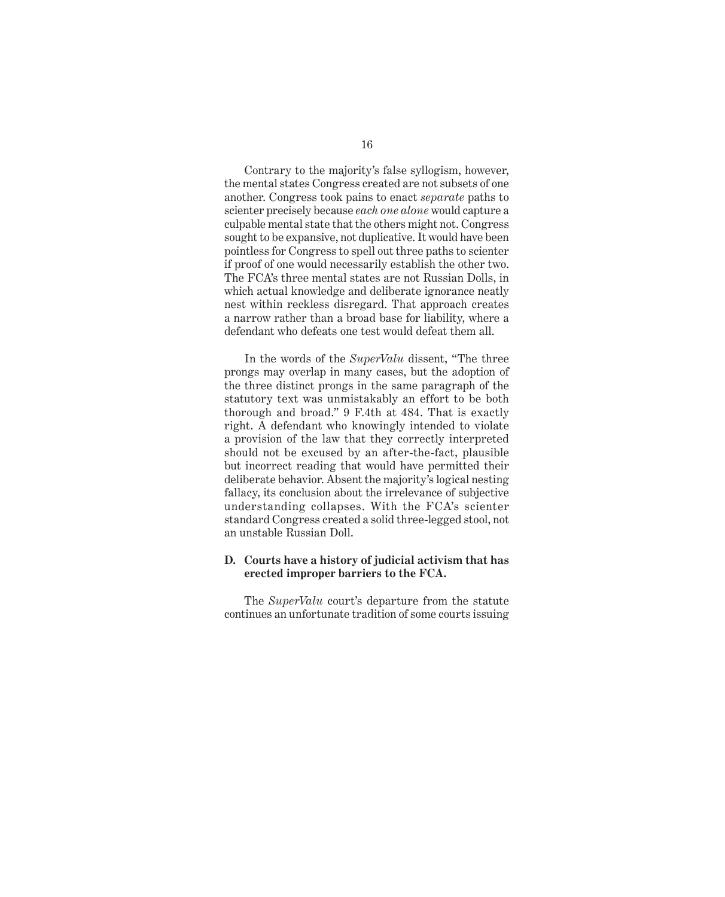Contrary to the majority's false syllogism, however, the mental states Congress created are not subsets of one another. Congress took pains to enact *separate* paths to scienter precisely because *each one alone* would capture a culpable mental state that the others might not. Congress sought to be expansive, not duplicative. It would have been pointless for Congress to spell out three paths to scienter if proof of one would necessarily establish the other two. The FCA's three mental states are not Russian Dolls, in which actual knowledge and deliberate ignorance neatly nest within reckless disregard. That approach creates a narrow rather than a broad base for liability, where a defendant who defeats one test would defeat them all.

In the words of the *SuperValu* dissent, "The three prongs may overlap in many cases, but the adoption of the three distinct prongs in the same paragraph of the statutory text was unmistakably an effort to be both thorough and broad." 9 F.4th at 484. That is exactly right. A defendant who knowingly intended to violate a provision of the law that they correctly interpreted should not be excused by an after-the-fact, plausible but incorrect reading that would have permitted their deliberate behavior. Absent the majority's logical nesting fallacy, its conclusion about the irrelevance of subjective understanding collapses. With the FCA's scienter standard Congress created a solid three-legged stool, not an unstable Russian Doll.

### D. Courts have a history of judicial activism that has erected improper barriers to the FCA.

The *SuperValu* court's departure from the statute continues an unfortunate tradition of some courts issuing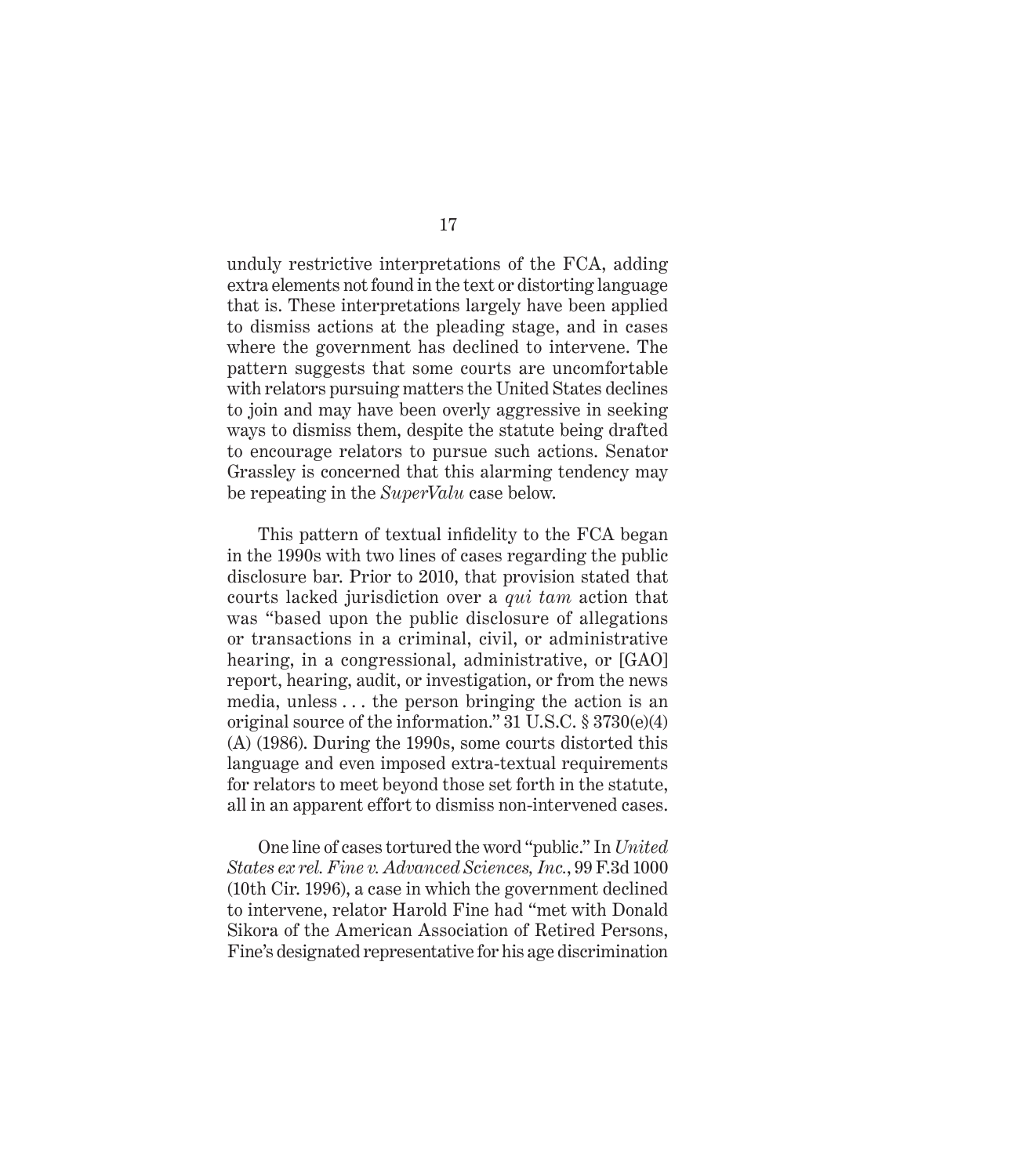unduly restrictive interpretations of the FCA, adding extra elements not found in the text or distorting language that is. These interpretations largely have been applied to dismiss actions at the pleading stage, and in cases where the government has declined to intervene. The pattern suggests that some courts are uncomfortable with relators pursuing matters the United States declines to join and may have been overly aggressive in seeking ways to dismiss them, despite the statute being drafted to encourage relators to pursue such actions. Senator Grassley is concerned that this alarming tendency may be repeating in the *SuperValu* case below.

This pattern of textual infidelity to the FCA began in the 1990s with two lines of cases regarding the public disclosure bar. Prior to 2010, that provision stated that courts lacked jurisdiction over a *qui tam* action that was "based upon the public disclosure of allegations or transactions in a criminal, civil, or administrative hearing, in a congressional, administrative, or [GAO] report, hearing, audit, or investigation, or from the news media, unless . . . the person bringing the action is an original source of the information." 31 U.S.C. § 3730(e)(4)(A) (1986). During the 1990s, some courts distorted this language and even imposed extra-textual requirements for relators to meet beyond those set forth in the statute, all in an apparent effort to dismiss non-intervened cases.

One line of cases tortured the word "public." In *United States ex rel. Fine v. Advanced Sciences, Inc.*, 99 F.3d 1000 (10th Cir. 1996), a case in which the government declined to intervene, relator Harold Fine had "met with Donald Sikora of the American Association of Retired Persons, Fine's designated representative for his age discrimination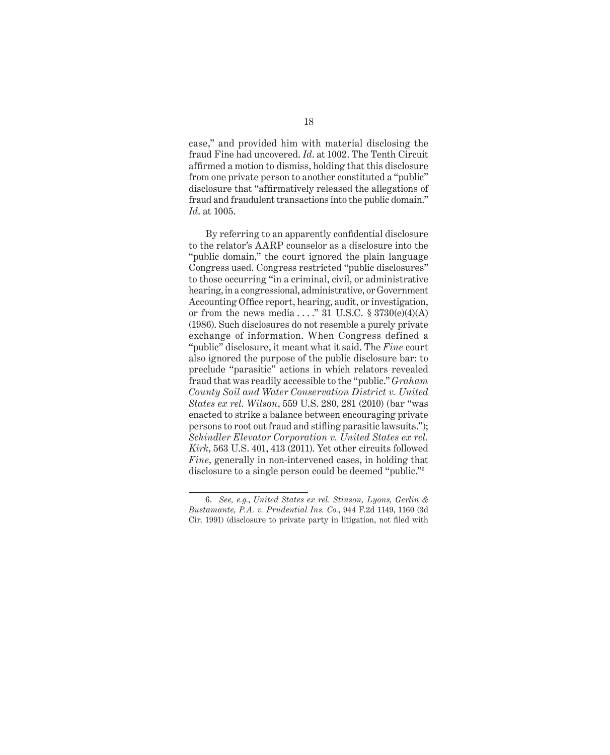case," and provided him with material disclosing the fraud Fine had uncovered. *Id*. at 1002. The Tenth Circuit affirmed a motion to dismiss, holding that this disclosure from one private person to another constituted a "public" disclosure that "affirmatively released the allegations of fraud and fraudulent transactions into the public domain." *Id*. at 1005.

By referring to an apparently confidential disclosure to the relator's AARP counselor as a disclosure into the "public domain," the court ignored the plain language Congress used. Congress restricted "public disclosures" to those occurring "in a criminal, civil, or administrative hearing, in a congressional, administrative, or Government Accounting Office report, hearing, audit, or investigation, or from the news media . . . ." 31 U.S.C. § 3730(e)(4)(A) (1986). Such disclosures do not resemble a purely private exchange of information. When Congress defined a "public" disclosure, it meant what it said. The *Fine* court also ignored the purpose of the public disclosure bar: to preclude "parasitic" actions in which relators revealed fraud that was readily accessible to the "public." *Graham County Soil and Water Conservation District v. United States ex rel. Wilson*, 559 U.S. 280, 281 (2010) (bar "was enacted to strike a balance between encouraging private persons to root out fraud and stifling parasitic lawsuits."); *Schindler Elevator Corporation v. United States ex rel. Kirk*, 563 U.S. 401, 413 (2011). Yet other circuits followed *Fine*, generally in non-intervened cases, in holding that disclosure to a single person could be deemed "public."[6]

---

6. *See, e.g.*, *United States ex rel. Stinson, Lyons, Gerlin & Bustamante, P.A. v. Prudential Ins. Co.*, 944 F.2d 1149, 1160 (3d Cir. 1991) (disclosure to private party in litigation, not filed with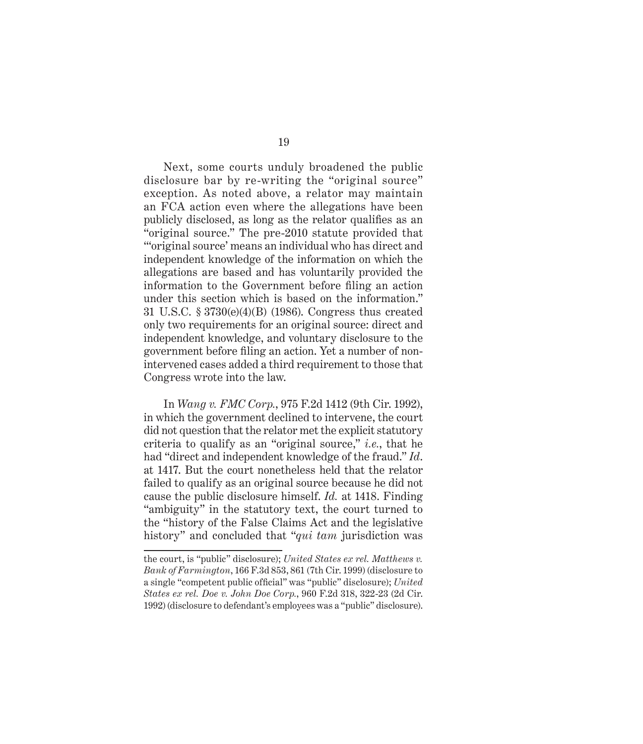Next, some courts unduly broadened the public disclosure bar by re-writing the "original source" exception. As noted above, a relator may maintain an FCA action even where the allegations have been publicly disclosed, as long as the relator qualifies as an "original source." The pre-2010 statute provided that "'original source' means an individual who has direct and independent knowledge of the information on which the allegations are based and has voluntarily provided the information to the Government before filing an action under this section which is based on the information." 31 U.S.C. § 3730(e)(4)(B) (1986). Congress thus created only two requirements for an original source: direct and independent knowledge, and voluntary disclosure to the government before filing an action. Yet a number of non-intervened cases added a third requirement to those that Congress wrote into the law.

In *Wang v. FMC Corp.*, 975 F.2d 1412 (9th Cir. 1992), in which the government declined to intervene, the court did not question that the relator met the explicit statutory criteria to qualify as an "original source," *i.e.*, that he had "direct and independent knowledge of the fraud." *Id.* at 1417. But the court nonetheless held that the relator failed to qualify as an original source because he did not cause the public disclosure himself. *Id.* at 1418. Finding "ambiguity" in the statutory text, the court turned to the "history of the False Claims Act and the legislative history" and concluded that "*qui tam* jurisdiction was

---

the court, is "public" disclosure); *United States ex rel. Matthews v. Bank of Farmington*, 166 F.3d 853, 861 (7th Cir. 1999) (disclosure to a single "competent public official" was "public" disclosure); *United States ex rel. Doe v. John Doe Corp.*, 960 F.2d 318, 322-23 (2d Cir. 1992) (disclosure to defendant's employees was a "public" disclosure).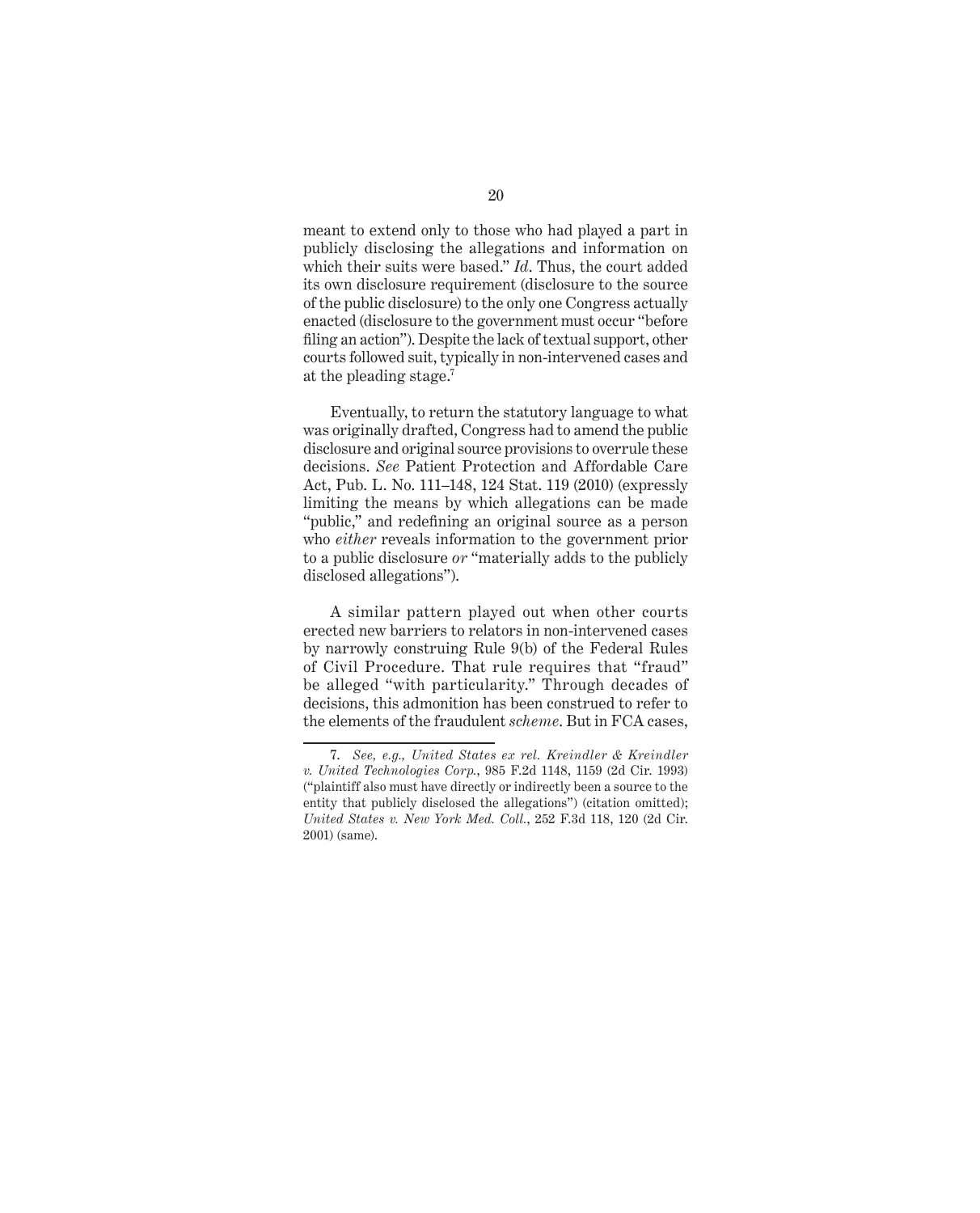meant to extend only to those who had played a part in publicly disclosing the allegations and information on which their suits were based." *Id*. Thus, the court added its own disclosure requirement (disclosure to the source of the public disclosure) to the only one Congress actually enacted (disclosure to the government must occur "before filing an action"). Despite the lack of textual support, other courts followed suit, typically in non-intervened cases and at the pleading stage.[7]

Eventually, to return the statutory language to what was originally drafted, Congress had to amend the public disclosure and original source provisions to overrule these decisions. *See* Patient Protection and Affordable Care Act, Pub. L. No. 111–148, 124 Stat. 119 (2010) (expressly limiting the means by which allegations can be made "public," and redefining an original source as a person who *either* reveals information to the government prior to a public disclosure *or* "materially adds to the publicly disclosed allegations").

A similar pattern played out when other courts erected new barriers to relators in non-intervened cases by narrowly construing Rule 9(b) of the Federal Rules of Civil Procedure. That rule requires that "fraud" be alleged "with particularity." Through decades of decisions, this admonition has been construed to refer to the elements of the fraudulent *scheme*. But in FCA cases,

---

7. *See, e.g., United States ex rel. Kreindler & Kreindler v. United Technologies Corp.*, 985 F.2d 1148, 1159 (2d Cir. 1993) ("plaintiff also must have directly or indirectly been a source to the entity that publicly disclosed the allegations") (citation omitted); *United States v. New York Med. Coll.*, 252 F.3d 118, 120 (2d Cir. 2001) (same).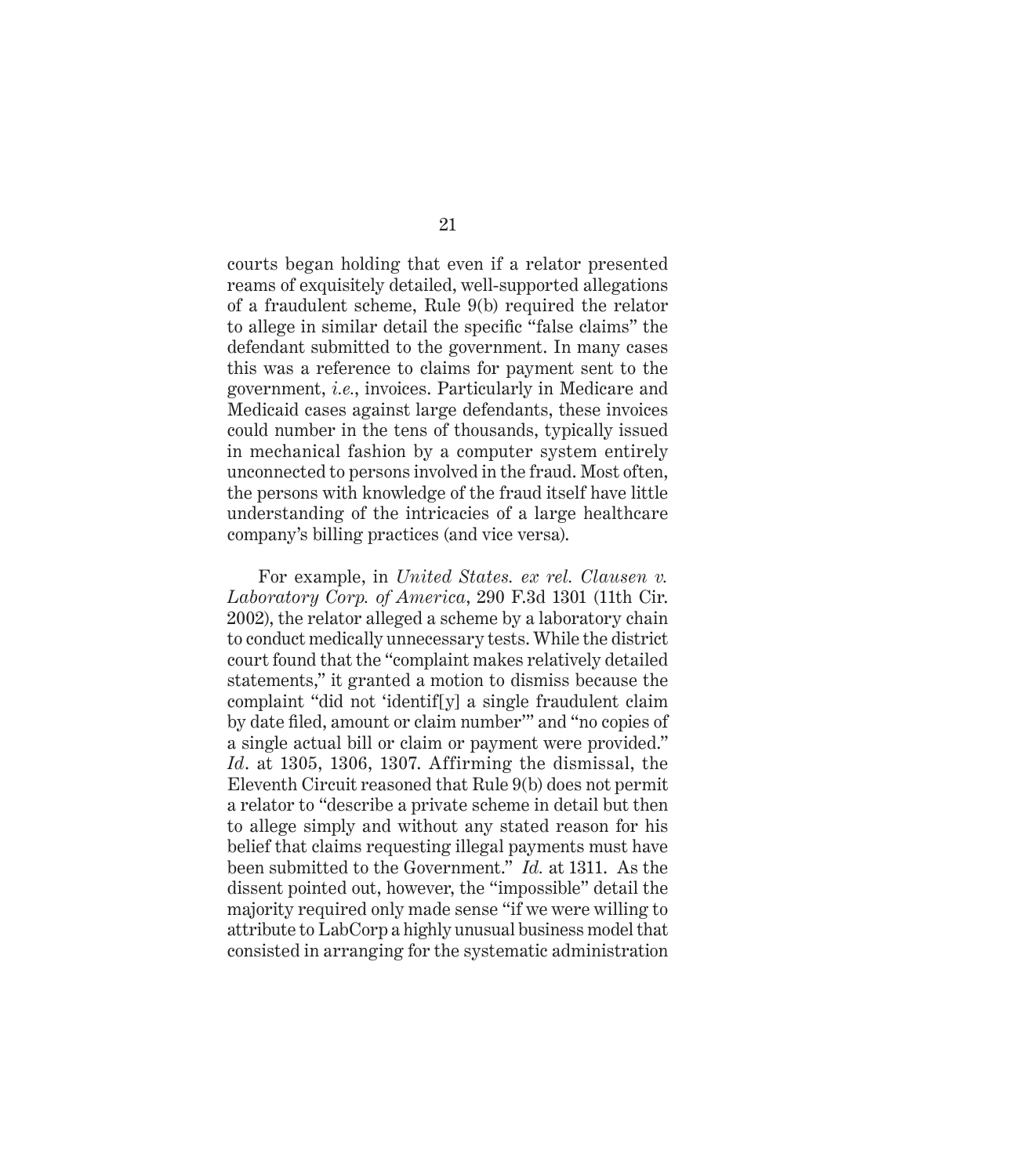courts began holding that even if a relator presented reams of exquisitely detailed, well-supported allegations of a fraudulent scheme, Rule 9(b) required the relator to allege in similar detail the specific "false claims" the defendant submitted to the government. In many cases this was a reference to claims for payment sent to the government, *i.e.*, invoices. Particularly in Medicare and Medicaid cases against large defendants, these invoices could number in the tens of thousands, typically issued in mechanical fashion by a computer system entirely unconnected to persons involved in the fraud. Most often, the persons with knowledge of the fraud itself have little understanding of the intricacies of a large healthcare company's billing practices (and vice versa).

For example, in *United States. ex rel. Clausen v. Laboratory Corp. of America*, 290 F.3d 1301 (11th Cir. 2002), the relator alleged a scheme by a laboratory chain to conduct medically unnecessary tests. While the district court found that the "complaint makes relatively detailed statements," it granted a motion to dismiss because the complaint "did not 'identif[y] a single fraudulent claim by date filed, amount or claim number'" and "no copies of a single actual bill or claim or payment were provided." *Id*. at 1305, 1306, 1307. Affirming the dismissal, the Eleventh Circuit reasoned that Rule 9(b) does not permit a relator to "describe a private scheme in detail but then to allege simply and without any stated reason for his belief that claims requesting illegal payments must have been submitted to the Government." *Id.* at 1311. As the dissent pointed out, however, the "impossible" detail the majority required only made sense "if we were willing to attribute to LabCorp a highly unusual business model that consisted in arranging for the systematic administration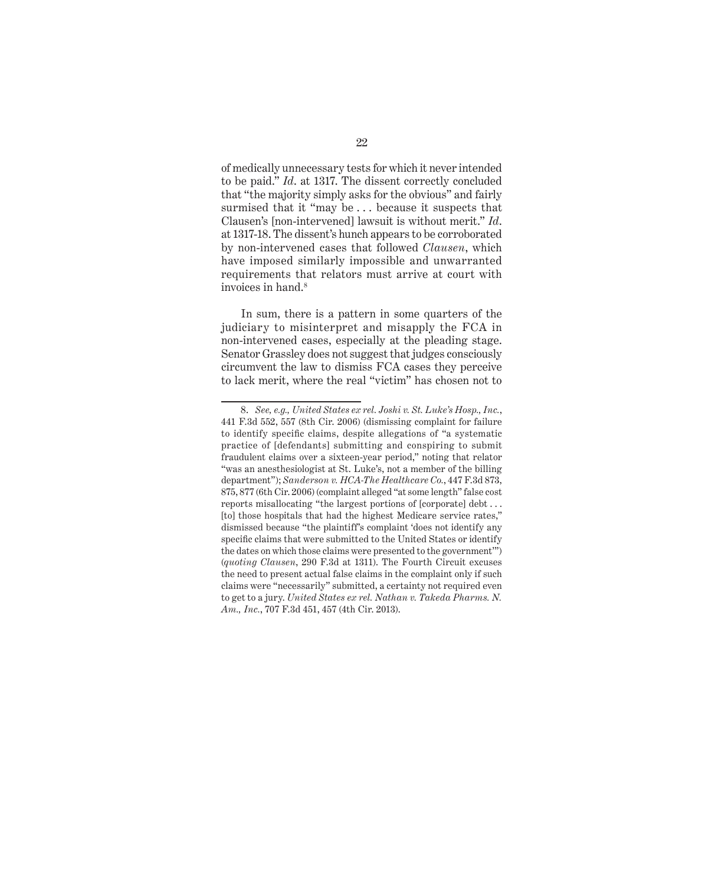of medically unnecessary tests for which it never intended to be paid." *Id*. at 1317. The dissent correctly concluded that "the majority simply asks for the obvious" and fairly surmised that it "may be . . . because it suspects that Clausen's [non-intervened] lawsuit is without merit." *Id*. at 1317-18. The dissent's hunch appears to be corroborated by non-intervened cases that followed *Clausen*, which have imposed similarly impossible and unwarranted requirements that relators must arrive at court with invoices in hand.[8]

In sum, there is a pattern in some quarters of the judiciary to misinterpret and misapply the FCA in non-intervened cases, especially at the pleading stage. Senator Grassley does not suggest that judges consciously circumvent the law to dismiss FCA cases they perceive to lack merit, where the real "victim" has chosen not to

---

8. *See, e.g., United States ex rel. Joshi v. St. Luke's Hosp., Inc.*, 441 F.3d 552, 557 (8th Cir. 2006) (dismissing complaint for failure to identify specific claims, despite allegations of "a systematic practice of [defendants] submitting and conspiring to submit fraudulent claims over a sixteen-year period," noting that relator "was an anesthesiologist at St. Luke's, not a member of the billing department"); *Sanderson v. HCA-The Healthcare Co.*, 447 F.3d 873, 875, 877 (6th Cir. 2006) (complaint alleged "at some length" false cost reports misallocating "the largest portions of [corporate] debt . . . [to] those hospitals that had the highest Medicare service rates," dismissed because "the plaintiff's complaint 'does not identify any specific claims that were submitted to the United States or identify the dates on which those claims were presented to the government'") (*quoting Clausen*, 290 F.3d at 1311). The Fourth Circuit excuses the need to present actual false claims in the complaint only if such claims were "necessarily" submitted, a certainty not required even to get to a jury. *United States ex rel. Nathan v. Takeda Pharms. N. Am., Inc.*, 707 F.3d 451, 457 (4th Cir. 2013).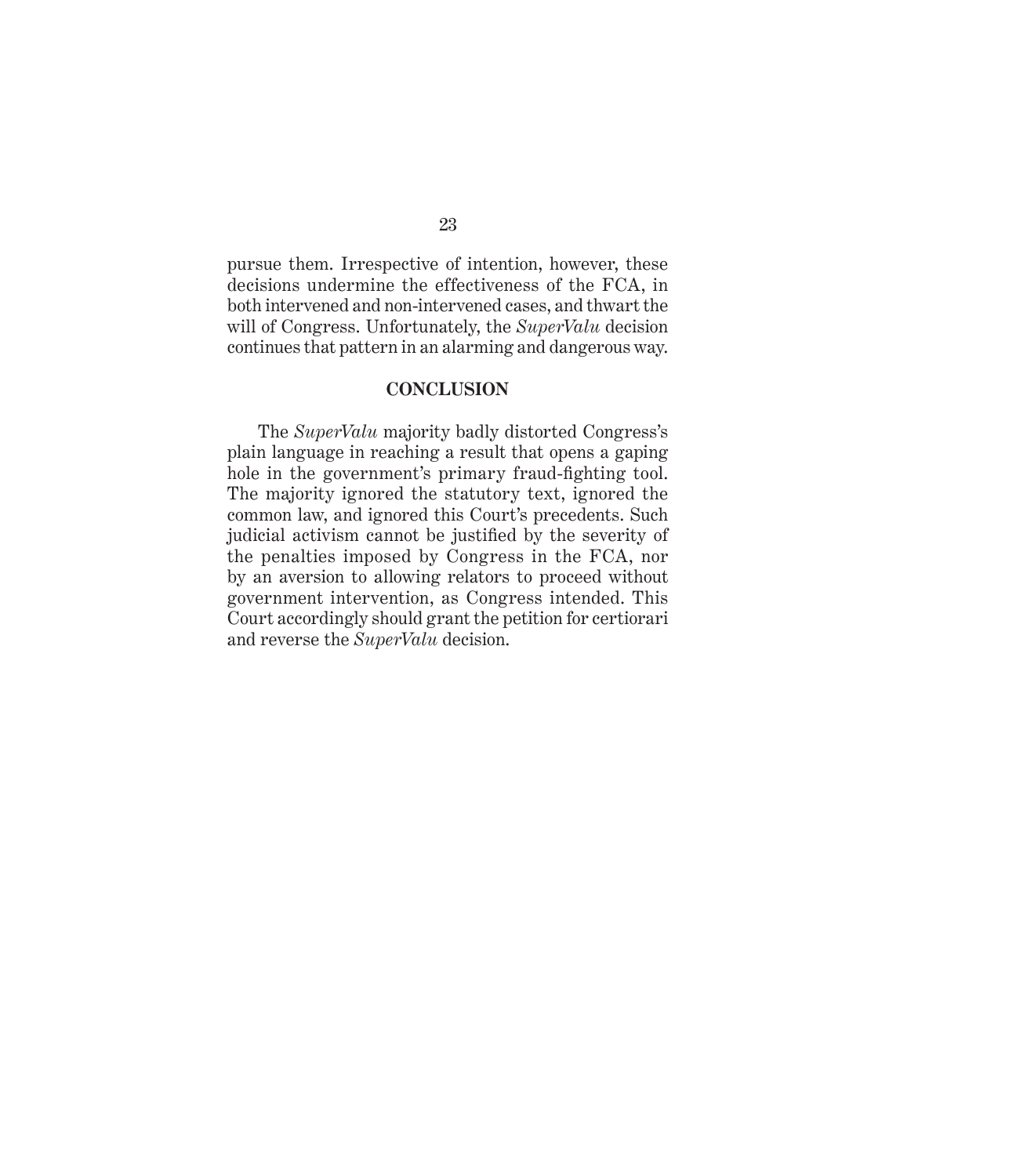pursue them. Irrespective of intention, however, these decisions undermine the effectiveness of the FCA, in both intervened and non-intervened cases, and thwart the will of Congress. Unfortunately, the *SuperValu* decision continues that pattern in an alarming and dangerous way.

## CONCLUSION

The *SuperValu* majority badly distorted Congress's plain language in reaching a result that opens a gaping hole in the government's primary fraud-fighting tool. The majority ignored the statutory text, ignored the common law, and ignored this Court's precedents. Such judicial activism cannot be justified by the severity of the penalties imposed by Congress in the FCA, nor by an aversion to allowing relators to proceed without government intervention, as Congress intended. This Court accordingly should grant the petition for certiorari and reverse the *SuperValu* decision.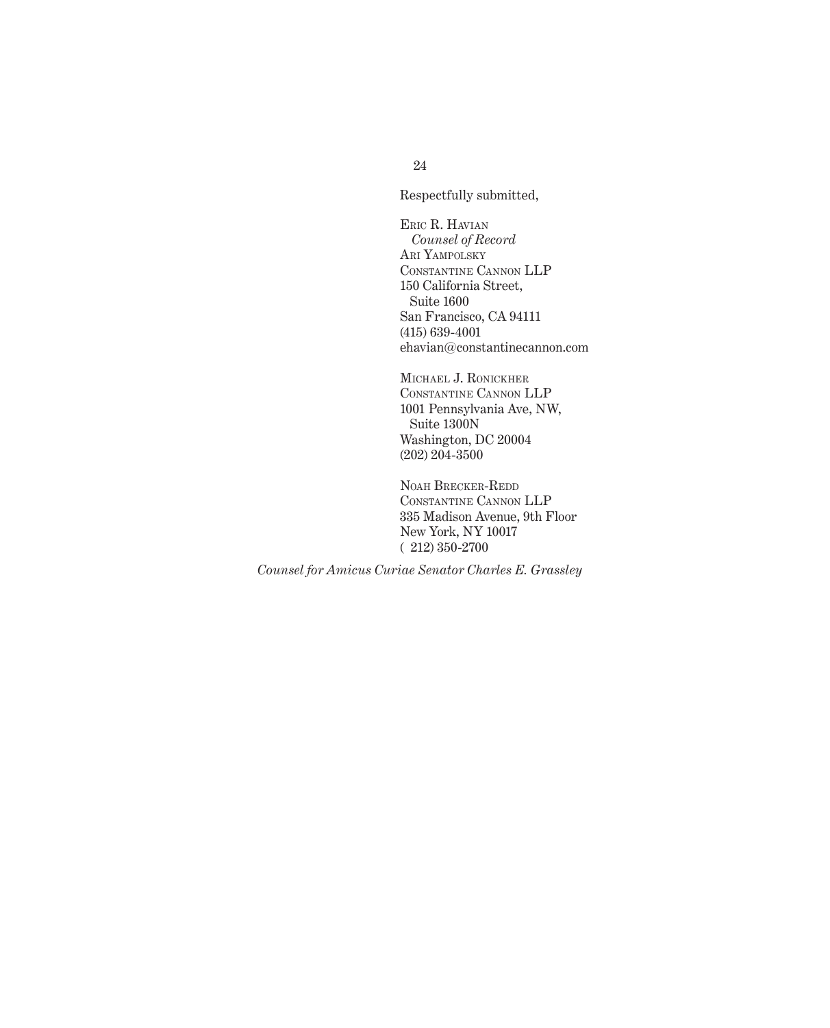Respectfully submitted,

Eric R. Havian
*Counsel of Record*
Ari Yampolsky
Constantine Cannon LLP
150 California Street,
Suite 1600
San Francisco, CA 94111
(415) 639-4001
ehavian@constantinecannon.com

Michael J. Ronickher
Constantine Cannon LLP
1001 Pennsylvania Ave, NW,
Suite 1300N
Washington, DC 20004
(202) 204-3500

Noah Brecker-Redd
Constantine Cannon LLP
335 Madison Avenue, 9th Floor
New York, NY 10017
( 212) 350-2700

*Counsel for Amicus Curiae Senator Charles E. Grassley*